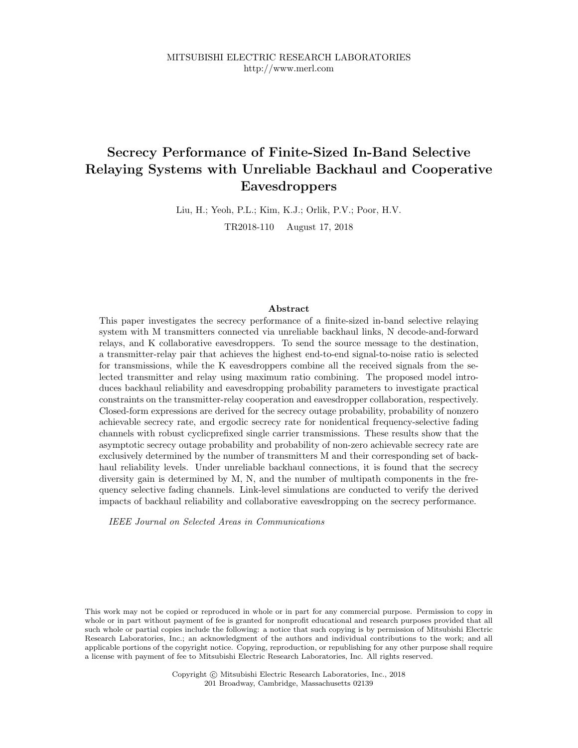MITSUBISHI ELECTRIC RESEARCH LABORATORIES
http://www.merl.com

# Secrecy Performance of Finite-Sized In-Band Selective Relaying Systems with Unreliable Backhaul and Cooperative Eavesdroppers

Liu, H.; Yeoh, P.L.; Kim, K.J.; Orlik, P.V.; Poor, H.V.

TR2018-110 August 17, 2018

## Abstract

This paper investigates the secrecy performance of a finite-sized in-band selective relaying system with M transmitters connected via unreliable backhaul links, N decode-and-forward relays, and K collaborative eavesdroppers. To send the source message to the destination, a transmitter-relay pair that achieves the highest end-to-end signal-to-noise ratio is selected for transmissions, while the K eavesdroppers combine all the received signals from the selected transmitter and relay using maximum ratio combining. The proposed model introduces backhaul reliability and eavesdropping probability parameters to investigate practical constraints on the transmitter-relay cooperation and eavesdropper collaboration, respectively. Closed-form expressions are derived for the secrecy outage probability, probability of nonzero achievable secrecy rate, and ergodic secrecy rate for nonidentical frequency-selective fading channels with robust cyclicprefixed single carrier transmissions. These results show that the asymptotic secrecy outage probability and probability of non-zero achievable secrecy rate are exclusively determined by the number of transmitters M and their corresponding set of backhaul reliability levels. Under unreliable backhaul connections, it is found that the secrecy diversity gain is determined by M, N, and the number of multipath components in the frequency selective fading channels. Link-level simulations are conducted to verify the derived impacts of backhaul reliability and collaborative eavesdropping on the secrecy performance.

*IEEE Journal on Selected Areas in Communications*

This work may not be copied or reproduced in whole or in part for any commercial purpose. Permission to copy in whole or in part without payment of fee is granted for nonprofit educational and research purposes provided that all such whole or partial copies include the following: a notice that such copying is by permission of Mitsubishi Electric Research Laboratories, Inc.; an acknowledgment of the authors and individual contributions to the work; and all applicable portions of the copyright notice. Copying, reproduction, or republishing for any other purpose shall require a license with payment of fee to Mitsubishi Electric Research Laboratories, Inc. All rights reserved.

Copyright © Mitsubishi Electric Research Laboratories, Inc., 2018
201 Broadway, Cambridge, Massachusetts 02139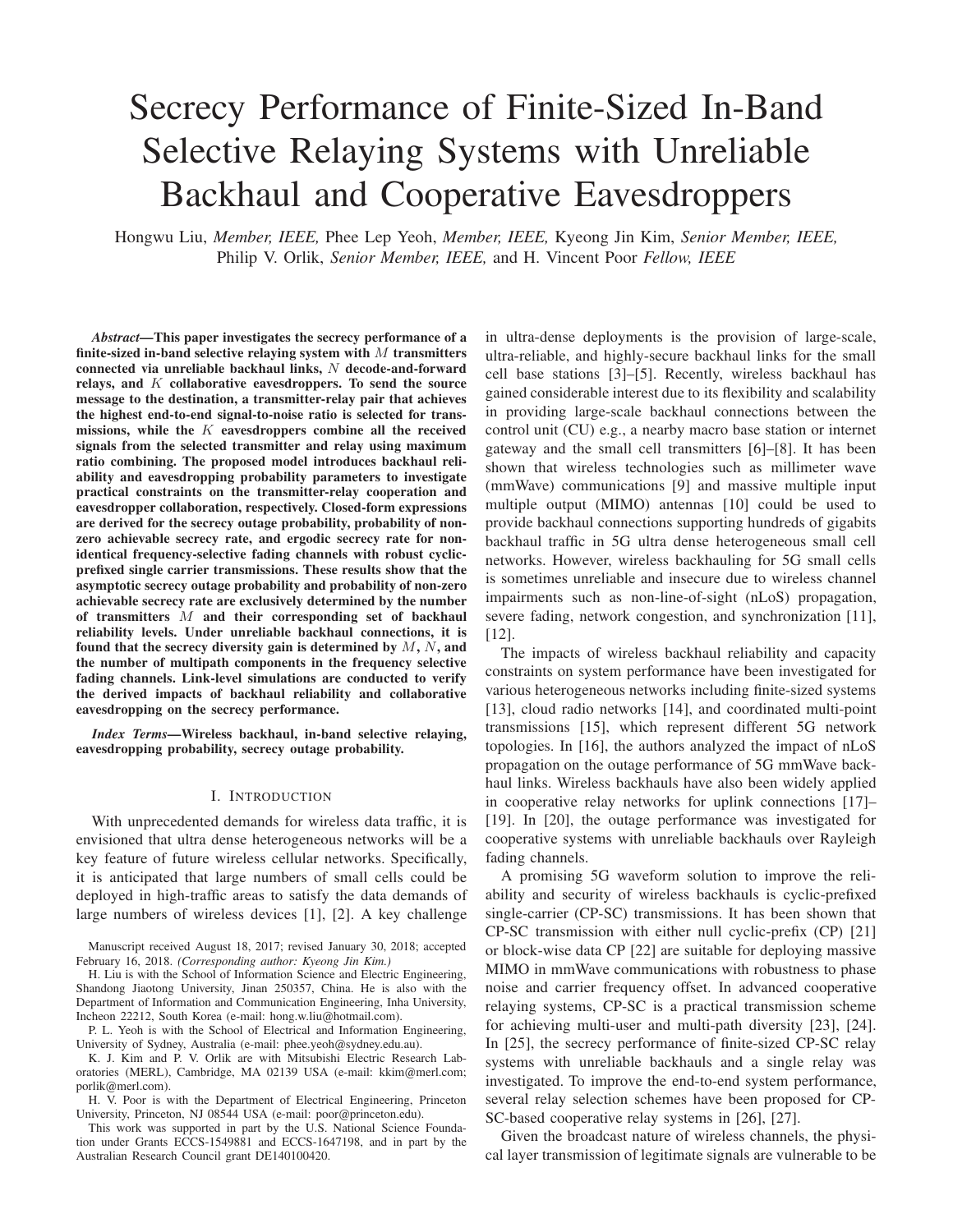# Secrecy Performance of Finite-Sized In-Band Selective Relaying Systems with Unreliable Backhaul and Cooperative Eavesdroppers

Hongwu Liu, *Member, IEEE,* Phee Lep Yeoh, *Member, IEEE,* Kyeong Jin Kim, *Senior Member, IEEE,* Philip V. Orlik, *Senior Member, IEEE,* and H. Vincent Poor *Fellow, IEEE*

***Abstract*—This paper investigates the secrecy performance of a finite-sized in-band selective relaying system with $M$ transmitters connected via unreliable backhaul links, $N$ decode-and-forward relays, and $K$ collaborative eavesdroppers. To send the source message to the destination, a transmitter-relay pair that achieves the highest end-to-end signal-to-noise ratio is selected for transmissions, while the $K$ eavesdroppers combine all the received signals from the selected transmitter and relay using maximum ratio combining. The proposed model introduces backhaul reliability and eavesdropping probability parameters to investigate practical constraints on the transmitter-relay cooperation and eavesdropper collaboration, respectively. Closed-form expressions are derived for the secrecy outage probability, probability of non-zero achievable secrecy rate, and ergodic secrecy rate for non-identical frequency-selective fading channels with robust cyclic-prefixed single carrier transmissions. These results show that the asymptotic secrecy outage probability and probability of non-zero achievable secrecy rate are exclusively determined by the number of transmitters $M$ and their corresponding set of backhaul reliability levels. Under unreliable backhaul connections, it is found that the secrecy diversity gain is determined by $M$, $N$, and the number of multipath components in the frequency selective fading channels. Link-level simulations are conducted to verify the derived impacts of backhaul reliability and collaborative eavesdropping on the secrecy performance.**

***Index Terms*—Wireless backhaul, in-band selective relaying, eavesdropping probability, secrecy outage probability.**

## I. Introduction

With unprecedented demands for wireless data traffic, it is envisioned that ultra dense heterogeneous networks will be a key feature of future wireless cellular networks. Specifically, it is anticipated that large numbers of small cells could be deployed in high-traffic areas to satisfy the data demands of large numbers of wireless devices [1], [2]. A key challenge in ultra-dense deployments is the provision of large-scale, ultra-reliable, and highly-secure backhaul links for the small cell base stations [3]–[5]. Recently, wireless backhaul has gained considerable interest due to its flexibility and scalability in providing large-scale backhaul connections between the control unit (CU) e.g., a nearby macro base station or internet gateway and the small cell transmitters [6]–[8]. It has been shown that wireless technologies such as millimeter wave (mmWave) communications [9] and massive multiple input multiple output (MIMO) antennas [10] could be used to provide backhaul connections supporting hundreds of gigabits backhaul traffic in 5G ultra dense heterogeneous small cell networks. However, wireless backhauling for 5G small cells is sometimes unreliable and insecure due to wireless channel impairments such as non-line-of-sight (nLoS) propagation, severe fading, network congestion, and synchronization [11], [12].

The impacts of wireless backhaul reliability and capacity constraints on system performance have been investigated for various heterogeneous networks including finite-sized systems [13], cloud radio networks [14], and coordinated multi-point transmissions [15], which represent different 5G network topologies. In [16], the authors analyzed the impact of nLoS propagation on the outage performance of 5G mmWave backhaul links. Wireless backhauls have also been widely applied in cooperative relay networks for uplink connections [17]–[19]. In [20], the outage performance was investigated for cooperative systems with unreliable backhauls over Rayleigh fading channels.

A promising 5G waveform solution to improve the reliability and security of wireless backhauls is cyclic-prefixed single-carrier (CP-SC) transmissions. It has been shown that CP-SC transmission with either null cyclic-prefix (CP) [21] or block-wise data CP [22] are suitable for deploying massive MIMO in mmWave communications with robustness to phase noise and carrier frequency offset. In advanced cooperative relaying systems, CP-SC is a practical transmission scheme for achieving multi-user and multi-path diversity [23], [24]. In [25], the secrecy performance of finite-sized CP-SC relay systems with unreliable backhauls and a single relay was investigated. To improve the end-to-end system performance, several relay selection schemes have been proposed for CP-SC-based cooperative relay systems in [26], [27].

Given the broadcast nature of wireless channels, the physical layer transmission of legitimate signals are vulnerable to be

Manuscript received August 18, 2017; revised January 30, 2018; accepted February 16, 2018. *(Corresponding author: Kyeong Jin Kim.)*

H. Liu is with the School of Information Science and Electric Engineering, Shandong Jiaotong University, Jinan 250357, China. He is also with the Department of Information and Communication Engineering, Inha University, Incheon 22212, South Korea (e-mail: hong.w.liu@hotmail.com).

P. L. Yeoh is with the School of Electrical and Information Engineering, University of Sydney, Australia (e-mail: phee.yeoh@sydney.edu.au).

K. J. Kim and P. V. Orlik are with Mitsubishi Electric Research Laboratories (MERL), Cambridge, MA 02139 USA (e-mail: kkim@merl.com; porlik@merl.com).

H. V. Poor is with the Department of Electrical Engineering, Princeton University, Princeton, NJ 08544 USA (e-mail: poor@princeton.edu).

This work was supported in part by the U.S. National Science Foundation under Grants ECCS-1549881 and ECCS-1647198, and in part by the Australian Research Council grant DE140100420.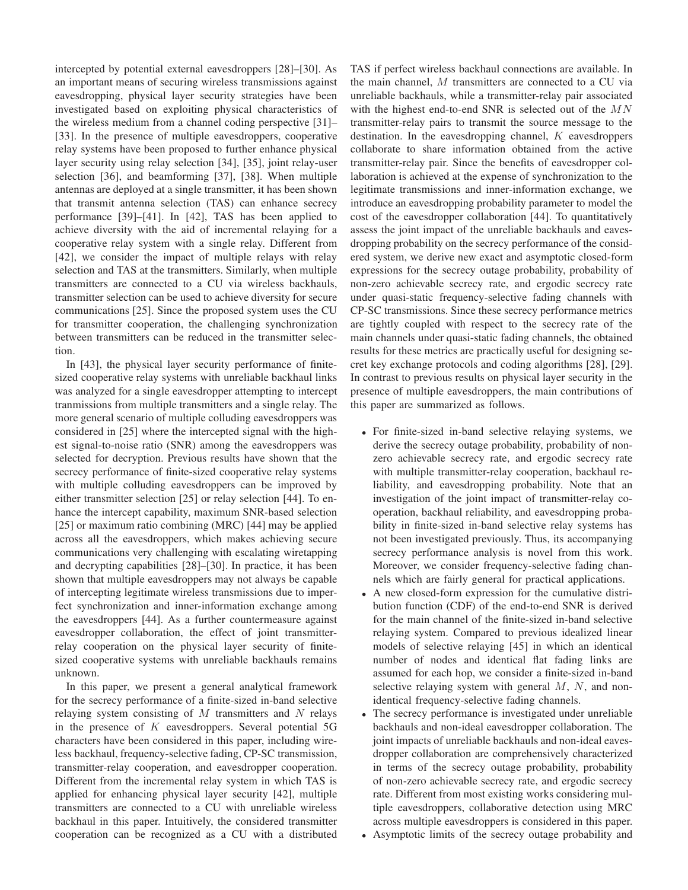intercepted by potential external eavesdroppers [28]–[30]. As an important means of securing wireless transmissions against eavesdropping, physical layer security strategies have been investigated based on exploiting physical characteristics of the wireless medium from a channel coding perspective [31]–[33]. In the presence of multiple eavesdroppers, cooperative relay systems have been proposed to further enhance physical layer security using relay selection [34], [35], joint relay-user selection [36], and beamforming [37], [38]. When multiple antennas are deployed at a single transmitter, it has been shown that transmit antenna selection (TAS) can enhance secrecy performance [39]–[41]. In [42], TAS has been applied to achieve diversity with the aid of incremental relaying for a cooperative relay system with a single relay. Different from [42], we consider the impact of multiple relays with relay selection and TAS at the transmitters. Similarly, when multiple transmitters are connected to a CU via wireless backhauls, transmitter selection can be used to achieve diversity for secure communications [25]. Since the proposed system uses the CU for transmitter cooperation, the challenging synchronization between transmitters can be reduced in the transmitter selection.

In [43], the physical layer security performance of finite-sized cooperative relay systems with unreliable backhaul links was analyzed for a single eavesdropper attempting to intercept tranmissions from multiple transmitters and a single relay. The more general scenario of multiple colluding eavesdroppers was considered in [25] where the intercepted signal with the highest signal-to-noise ratio (SNR) among the eavesdroppers was selected for decryption. Previous results have shown that the secrecy performance of finite-sized cooperative relay systems with multiple colluding eavesdroppers can be improved by either transmitter selection [25] or relay selection [44]. To enhance the intercept capability, maximum SNR-based selection [25] or maximum ratio combining (MRC) [44] may be applied across all the eavesdroppers, which makes achieving secure communications very challenging with escalating wiretapping and decrypting capabilities [28]–[30]. In practice, it has been shown that multiple eavesdroppers may not always be capable of intercepting legitimate wireless transmissions due to imperfect synchronization and inner-information exchange among the eavesdroppers [44]. As a further countermeasure against eavesdropper collaboration, the effect of joint transmitter-relay cooperation on the physical layer security of finite-sized cooperative systems with unreliable backhauls remains unknown.

In this paper, we present a general analytical framework for the secrecy performance of a finite-sized in-band selective relaying system consisting of $M$ transmitters and $N$ relays in the presence of $K$ eavesdroppers. Several potential 5G characters have been considered in this paper, including wireless backhaul, frequency-selective fading, CP-SC transmission, transmitter-relay cooperation, and eavesdropper cooperation. Different from the incremental relay system in which TAS is applied for enhancing physical layer security [42], multiple transmitters are connected to a CU with unreliable wireless backhaul in this paper. Intuitively, the considered transmitter cooperation can be recognized as a CU with a distributed TAS if perfect wireless backhaul connections are available. In the main channel, $M$ transmitters are connected to a CU via unreliable backhauls, while a transmitter-relay pair associated with the highest end-to-end SNR is selected out of the $MN$ transmitter-relay pairs to transmit the source message to the destination. In the eavesdropping channel, $K$ eavesdroppers collaborate to share information obtained from the active transmitter-relay pair. Since the benefits of eavesdropper collaboration is achieved at the expense of synchronization to the legitimate transmissions and inner-information exchange, we introduce an eavesdropping probability parameter to model the cost of the eavesdropper collaboration [44]. To quantitatively assess the joint impact of the unreliable backhauls and eavesdropping probability on the secrecy performance of the considered system, we derive new exact and asymptotic closed-form expressions for the secrecy outage probability, probability of non-zero achievable secrecy rate, and ergodic secrecy rate under quasi-static frequency-selective fading channels with CP-SC transmissions. Since these secrecy performance metrics are tightly coupled with respect to the secrecy rate of the main channels under quasi-static fading channels, the obtained results for these metrics are practically useful for designing secret key exchange protocols and coding algorithms [28], [29]. In contrast to previous results on physical layer security in the presence of multiple eavesdroppers, the main contributions of this paper are summarized as follows.

- For finite-sized in-band selective relaying systems, we derive the secrecy outage probability, probability of non-zero achievable secrecy rate, and ergodic secrecy rate with multiple transmitter-relay cooperation, backhaul reliability, and eavesdropping probability. Note that an investigation of the joint impact of transmitter-relay cooperation, backhaul reliability, and eavesdropping probability in finite-sized in-band selective relay systems has not been investigated previously. Thus, its accompanying secrecy performance analysis is novel from this work. Moreover, we consider frequency-selective fading channels which are fairly general for practical applications.
- A new closed-form expression for the cumulative distribution function (CDF) of the end-to-end SNR is derived for the main channel of the finite-sized in-band selective relaying system. Compared to previous idealized linear models of selective relaying [45] in which an identical number of nodes and identical flat fading links are assumed for each hop, we consider a finite-sized in-band selective relaying system with general $M$, $N$, and non-identical frequency-selective fading channels.
- The secrecy performance is investigated under unreliable backhauls and non-ideal eavesdropper collaboration. The joint impacts of unreliable backhauls and non-ideal eavesdropper collaboration are comprehensively characterized in terms of the secrecy outage probability, probability of non-zero achievable secrecy rate, and ergodic secrecy rate. Different from most existing works considering multiple eavesdroppers, collaborative detection using MRC across multiple eavesdroppers is considered in this paper.
- Asymptotic limits of the secrecy outage probability and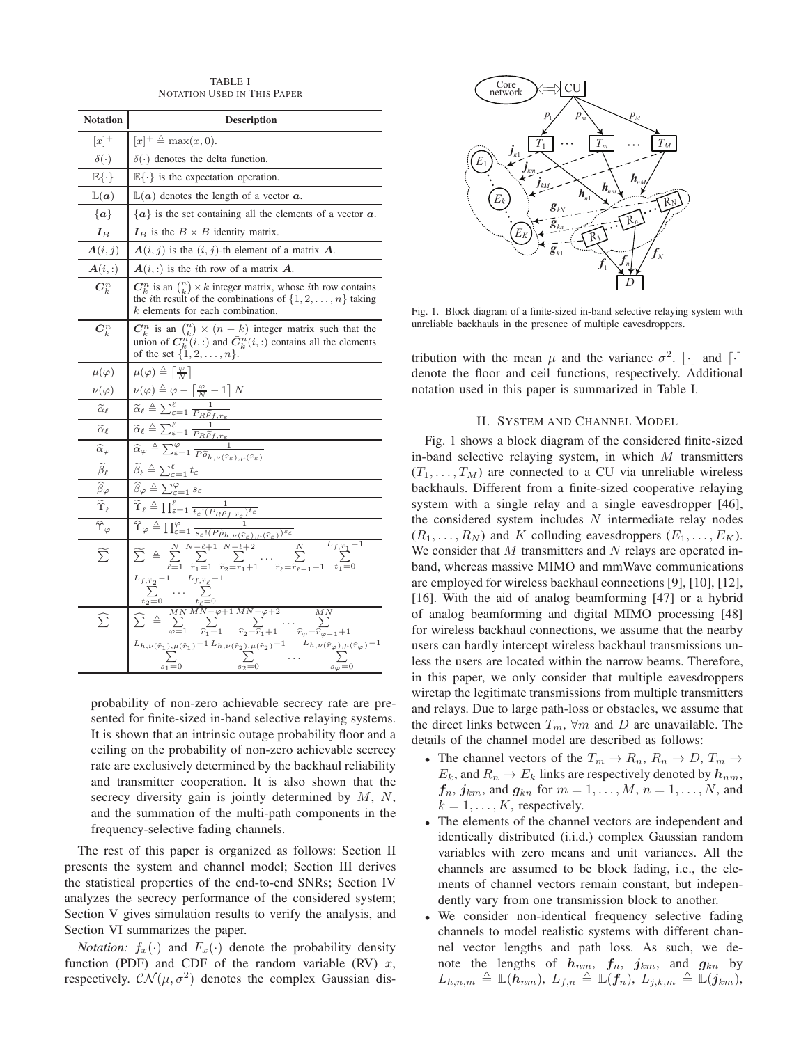TABLE I
NOTATION USED IN THIS PAPER

| Notation | Description |
|---|---|
| $[x]^+$ | $[x]^+ \triangleq \max(x, 0)$. |
| $\delta(\cdot)$ | $\delta(\cdot)$ denotes the delta function. |
| $\mathbb{E}\{\cdot\}$ | $\mathbb{E}\{\cdot\}$ is the expectation operation. |
| $\mathbb{L}(\boldsymbol{a})$ | $\mathbb{L}(\boldsymbol{a})$ denotes the length of a vector $\boldsymbol{a}$. |
| $\{\boldsymbol{a}\}$ | $\{\boldsymbol{a}\}$ is the set containing all the elements of a vector $\boldsymbol{a}$. |
| $\boldsymbol{I}_B$ | $\boldsymbol{I}_B$ is the $B \times B$ identity matrix. |
| $\boldsymbol{A}(i,j)$ | $\boldsymbol{A}(i,j)$ is the $(i,j)$-th element of a matrix $\boldsymbol{A}$. |
| $\boldsymbol{A}(i,:)$ | $\boldsymbol{A}(i,:)$ is the $i$th row of a matrix $\boldsymbol{A}$. |
| $\boldsymbol{C}_k^n$ | $\boldsymbol{C}_k^n$ is an $\binom{n}{k} \times k$ integer matrix, whose $i$th row contains the $i$th result of the combinations of $\{1, 2, \ldots, n\}$ taking $k$ elements for each combination. |
| $\bar{\boldsymbol{C}}_k^n$ | $\bar{\boldsymbol{C}}_k^n$ is an $\binom{n}{k} \times (n-k)$ integer matrix such that the union of $\boldsymbol{C}_k^n(i,:)$ and $\bar{\boldsymbol{C}}_k^n(i,:)$ contains all the elements of the set $\{1, 2, \ldots, n\}$. |
| $\mu(\varphi)$ | $\mu(\varphi) \triangleq \left\lceil \frac{\varphi}{N} \right\rceil$ |
| $\nu(\varphi)$ | $\nu(\varphi) \triangleq \varphi - \left\lceil \frac{\varphi}{N} - 1 \right\rceil N$ |
| $\widetilde{\alpha}_\ell$ | $\widetilde{\alpha}_\ell \triangleq \sum_{\varepsilon=1}^{\ell} \frac{1}{P_R \bar{\rho}_{f, \widetilde{r}_\varepsilon}}$ |
| $\widetilde{\alpha}_\ell$ | $\widetilde{\alpha}_\ell \triangleq \sum_{\varepsilon=1}^{\ell} \frac{1}{P_R \bar{\rho}_{f, \widetilde{r}_\varepsilon}}$ |
| $\widehat{\alpha}_\varphi$ | $\widehat{\alpha}_\varphi \triangleq \sum_{\varepsilon=1}^{\varphi} \frac{1}{P \bar{\rho}_{h, \nu(\widehat{r}_\varepsilon), \mu(\widehat{r}_\varepsilon)}}$ |
| $\widetilde{\beta}_\ell$ | $\widetilde{\beta}_\ell \triangleq \sum_{\varepsilon=1}^{\ell} t_\varepsilon$ |
| $\widehat{\beta}_\varphi$ | $\widehat{\beta}_\varphi \triangleq \sum_{\varepsilon=1}^{\varphi} s_\varepsilon$ |
| $\widetilde{\Upsilon}_\ell$ | $\widetilde{\Upsilon}_\ell \triangleq \prod_{\varepsilon=1}^{\ell} \frac{1}{t_\varepsilon! (P_R \bar{\rho}_{f, \widetilde{r}_\varepsilon})^{t_\varepsilon}}$ |
| $\widehat{\Upsilon}_\varphi$ | $\widehat{\Upsilon}_\varphi \triangleq \prod_{\varepsilon=1}^{\varphi} \frac{1}{s_\varepsilon! (P \bar{\rho}_{h, \nu(\widehat{r}_\varepsilon), \mu(\widehat{r}_\varepsilon)})^{s_\varepsilon}}$ |
| $\widetilde{\sum}$ | $\widetilde{\sum} \triangleq \sum_{\ell=1}^{N} \sum_{\widetilde{r}_1=1}^{N-\ell+1} \sum_{\widetilde{r}_2=r_1+1}^{N-\ell+2} \cdots \sum_{\widetilde{r}_\ell=\widetilde{r}_{\ell-1}+1}^{N} \sum_{t_1=0}^{L_{f,\widetilde{r}_1}-1} \sum_{t_2=0}^{L_{f,\widetilde{r}_2}-1} \cdots \sum_{t_\ell=0}^{L_{f,\widetilde{r}_\ell}-1}$ |
| $\widehat{\sum}$ | $\widehat{\sum} \triangleq \sum_{\varphi=1}^{MN} \sum_{\widehat{r}_1=1}^{MN-\varphi+1} \sum_{\widehat{r}_2=\widehat{r}_1+1}^{MN-\varphi+2} \cdots \sum_{\widehat{r}_\varphi=\widehat{r}_{\varphi-1}+1}^{MN} \sum_{s_1=0}^{L_{h,\nu(\widehat{r}_1),\mu(\widehat{r}_1)}-1} \sum_{s_2=0}^{L_{h,\nu(\widehat{r}_2),\mu(\widehat{r}_2)}-1} \cdots \sum_{s_\varphi=0}^{L_{h,\nu(\widehat{r}_\varphi),\mu(\widehat{r}_\varphi)}-1}$ |

probability of non-zero achievable secrecy rate are presented for finite-sized in-band selective relaying systems. It is shown that an intrinsic outage probability floor and a ceiling on the probability of non-zero achievable secrecy rate are exclusively determined by the backhaul reliability and transmitter cooperation. It is also shown that the secrecy diversity gain is jointly determined by $M$, $N$, and the summation of the multi-path components in the frequency-selective fading channels.

The rest of this paper is organized as follows: Section II presents the system and channel model; Section III derives the statistical properties of the end-to-end SNRs; Section IV analyzes the secrecy performance of the considered system; Section V gives simulation results to verify the analysis, and Section VI summarizes the paper.

*Notation:* $f_x(\cdot)$ and $F_x(\cdot)$ denote the probability density function (PDF) and CDF of the random variable (RV) $x$, respectively. $\mathcal{CN}(\mu, \sigma^2)$ denotes the complex Gaussian distribution with the mean $\mu$ and the variance $\sigma^2$. $\lfloor \cdot \rfloor$ and $\lceil \cdot \rceil$ denote the floor and ceil functions, respectively. Additional notation used in this paper is summarized in Table I.

Fig. 1. Block diagram of a finite-sized in-band selective relaying system with unreliable backhauls in the presence of multiple eavesdroppers.

## II. SYSTEM AND CHANNEL MODEL

Fig. 1 shows a block diagram of the considered finite-sized in-band selective relaying system, in which $M$ transmitters $(T_1, \ldots, T_M)$ are connected to a CU via unreliable wireless backhauls. Different from a finite-sized cooperative relaying system with a single relay and a single eavesdropper [46], the considered system includes $N$ intermediate relay nodes $(R_1, \ldots, R_N)$ and $K$ colluding eavesdroppers $(E_1, \ldots, E_K)$. We consider that $M$ transmitters and $N$ relays are operated in-band, whereas massive MIMO and mmWave communications are employed for wireless backhaul connections [9], [10], [12], [16]. With the aid of analog beamforming [47] or a hybrid of analog beamforming and digital MIMO processing [48] for wireless backhaul connections, we assume that the nearby users can hardly intercept wireless backhaul transmissions unless the users are located within the narrow beams. Therefore, in this paper, we only consider that multiple eavesdroppers wiretap the legitimate transmissions from multiple transmitters and relays. Due to large path-loss or obstacles, we assume that the direct links between $T_m$, $\forall m$ and $D$ are unavailable. The details of the channel model are described as follows:

- The channel vectors of the $T_m \rightarrow R_n$, $R_n \rightarrow D$, $T_m \rightarrow E_k$, and $R_n \rightarrow E_k$ links are respectively denoted by $\boldsymbol{h}_{nm}$, $\boldsymbol{f}_n$, $\boldsymbol{j}_{km}$, and $\boldsymbol{g}_{kn}$ for $m = 1, \ldots, M$, $n = 1, \ldots, N$, and $k = 1, \ldots, K$, respectively.
- The elements of the channel vectors are independent and identically distributed (i.i.d.) complex Gaussian random variables with zero means and unit variances. All the channels are assumed to be block fading, i.e., the elements of channel vectors remain constant, but independently vary from one transmission block to another.
- We consider non-identical frequency selective fading channels to model realistic systems with different channel vector lengths and path loss. As such, we denote the lengths of $\boldsymbol{h}_{nm}$, $\boldsymbol{f}_n$, $\boldsymbol{j}_{km}$, and $\boldsymbol{g}_{kn}$ by $L_{h,n,m} \triangleq \mathbb{L}(\boldsymbol{h}_{nm})$, $L_{f,n} \triangleq \mathbb{L}(\boldsymbol{f}_n)$, $L_{j,k,m} \triangleq \mathbb{L}(\boldsymbol{j}_{km})$,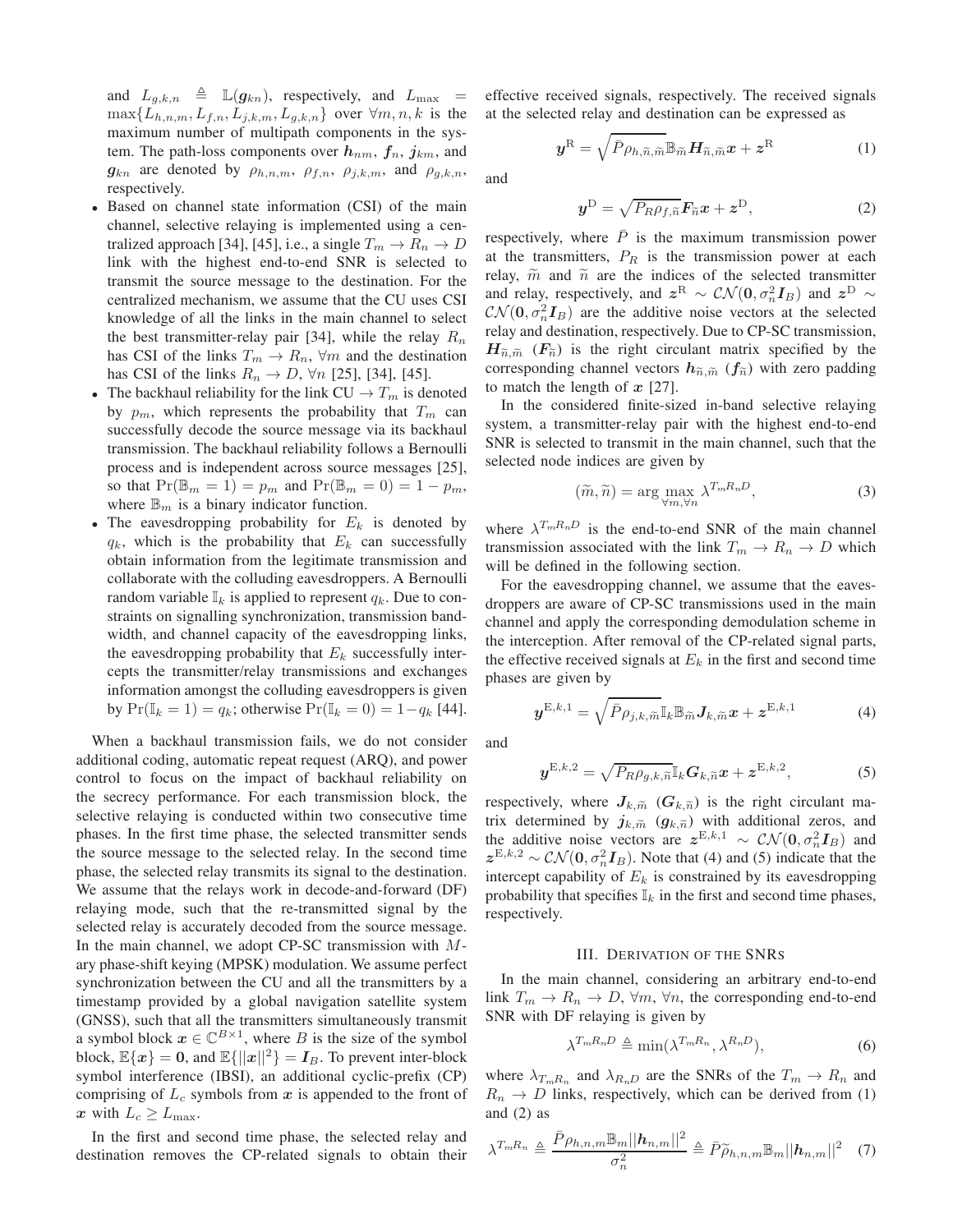and $L_{g,k,n} \triangleq \mathbb{L}(\boldsymbol{g}_{kn})$, respectively, and $L_{\max} = \max\{L_{h,n,m}, L_{f,n}, L_{j,k,m}, L_{g,k,n}\}$ over $\forall m, n, k$ is the maximum number of multipath components in the system. The path-loss components over $\boldsymbol{h}_{nm}$, $\boldsymbol{f}_n$, $\boldsymbol{j}_{km}$, and $\boldsymbol{g}_{kn}$ are denoted by $\rho_{h,n,m}$, $\rho_{f,n}$, $\rho_{j,k,m}$, and $\rho_{g,k,n}$, respectively.

- Based on channel state information (CSI) of the main channel, selective relaying is implemented using a centralized approach [34], [45], i.e., a single $T_m \to R_n \to D$ link with the highest end-to-end SNR is selected to transmit the source message to the destination. For the centralized mechanism, we assume that the CU uses CSI knowledge of all the links in the main channel to select the best transmitter-relay pair [34], while the relay $R_n$ has CSI of the links $T_m \to R_n$, $\forall m$ and the destination has CSI of the links $R_n \to D$, $\forall n$ [25], [34], [45].
- The backhaul reliability for the link CU $\to T_m$ is denoted by $p_m$, which represents the probability that $T_m$ can successfully decode the source message via its backhaul transmission. The backhaul reliability follows a Bernoulli process and is independent across source messages [25], so that $\Pr(\mathbb{B}_m = 1) = p_m$ and $\Pr(\mathbb{B}_m = 0) = 1 - p_m$, where $\mathbb{B}_m$ is a binary indicator function.
- The eavesdropping probability for $E_k$ is denoted by $q_k$, which is the probability that $E_k$ can successfully obtain information from the legitimate transmission and collaborate with the colluding eavesdroppers. A Bernoulli random variable $\mathbb{I}_k$ is applied to represent $q_k$. Due to constraints on signalling synchronization, transmission bandwidth, and channel capacity of the eavesdropping links, the eavesdropping probability that $E_k$ successfully intercepts the transmitter/relay transmissions and exchanges information amongst the colluding eavesdroppers is given by $\Pr(\mathbb{I}_k = 1) = q_k$; otherwise $\Pr(\mathbb{I}_k = 0) = 1 - q_k$ [44].

When a backhaul transmission fails, we do not consider additional coding, automatic repeat request (ARQ), and power control to focus on the impact of backhaul reliability on the secrecy performance. For each transmission block, the selective relaying is conducted within two consecutive time phases. In the first time phase, the selected transmitter sends the source message to the selected relay. In the second time phase, the selected relay transmits its signal to the destination. We assume that the relays work in decode-and-forward (DF) relaying mode, such that the re-transmitted signal by the selected relay is accurately decoded from the source message. In the main channel, we adopt CP-SC transmission with $M$-ary phase-shift keying (MPSK) modulation. We assume perfect synchronization between the CU and all the transmitters by a timestamp provided by a global navigation satellite system (GNSS), such that all the transmitters simultaneously transmit a symbol block $\boldsymbol{x} \in \mathbb{C}^{B \times 1}$, where $B$ is the size of the symbol block, $\mathbb{E}\{\boldsymbol{x}\} = \boldsymbol{0}$, and $\mathbb{E}\{||\boldsymbol{x}||^2\} = \boldsymbol{I}_B$. To prevent inter-block symbol interference (IBSI), an additional cyclic-prefix (CP) comprising of $L_c$ symbols from $\boldsymbol{x}$ is appended to the front of $\boldsymbol{x}$ with $L_c \geq L_{\max}$.

In the first and second time phase, the selected relay and destination removes the CP-related signals to obtain their effective received signals, respectively. The received signals at the selected relay and destination can be expressed as

$$\boldsymbol{y}^{\mathrm{R}} = \sqrt{\bar{P}\rho_{h,\widetilde{n},\widetilde{m}}}\mathbb{B}_{\widetilde{m}}\boldsymbol{H}_{\widetilde{n},\widetilde{m}}\boldsymbol{x} + \boldsymbol{z}^{\mathrm{R}} \tag{1}$$

and

$$\boldsymbol{y}^{\mathrm{D}} = \sqrt{P_R\rho_{f,\widetilde{n}}}\boldsymbol{F}_{\widetilde{n}}\boldsymbol{x} + \boldsymbol{z}^{\mathrm{D}}, \tag{2}$$

respectively, where $\bar{P}$ is the maximum transmission power at the transmitters, $P_R$ is the transmission power at each relay, $\widetilde{m}$ and $\widetilde{n}$ are the indices of the selected transmitter and relay, respectively, and $\boldsymbol{z}^{\mathrm{R}} \sim \mathcal{CN}(\boldsymbol{0}, \sigma_n^2\boldsymbol{I}_B)$ and $\boldsymbol{z}^{\mathrm{D}} \sim \mathcal{CN}(\boldsymbol{0}, \sigma_n^2\boldsymbol{I}_B)$ are the additive noise vectors at the selected relay and destination, respectively. Due to CP-SC transmission, $\boldsymbol{H}_{\widetilde{n},\widetilde{m}}$ ($\boldsymbol{F}_{\widetilde{n}}$) is the right circulant matrix specified by the corresponding channel vectors $\boldsymbol{h}_{\widetilde{n},\widetilde{m}}$ ($\boldsymbol{f}_{\widetilde{n}}$) with zero padding to match the length of $\boldsymbol{x}$ [27].

In the considered finite-sized in-band selective relaying system, a transmitter-relay pair with the highest end-to-end SNR is selected to transmit in the main channel, such that the selected node indices are given by

$$(\widetilde{m}, \widetilde{n}) = \arg\max_{\forall m, \forall n} \lambda^{T_m R_n D}, \tag{3}$$

where $\lambda^{T_m R_n D}$ is the end-to-end SNR of the main channel transmission associated with the link $T_m \to R_n \to D$ which will be defined in the following section.

For the eavesdropping channel, we assume that the eavesdroppers are aware of CP-SC transmissions used in the main channel and apply the corresponding demodulation scheme in the interception. After removal of the CP-related signal parts, the effective received signals at $E_k$ in the first and second time phases are given by

$$\boldsymbol{y}^{\mathrm{E},k,1} = \sqrt{\bar{P}\rho_{j,k,\widetilde{m}}}\mathbb{I}_k\mathbb{B}_{\widetilde{m}}\boldsymbol{J}_{k,\widetilde{m}}\boldsymbol{x} + \boldsymbol{z}^{\mathrm{E},k,1} \tag{4}$$

and

$$\boldsymbol{y}^{\mathrm{E},k,2} = \sqrt{P_R\rho_{g,k,\widetilde{n}}}\mathbb{I}_k\boldsymbol{G}_{k,\widetilde{n}}\boldsymbol{x} + \boldsymbol{z}^{\mathrm{E},k,2}, \tag{5}$$

respectively, where $\boldsymbol{J}_{k,\widetilde{m}}$ ($\boldsymbol{G}_{k,\widetilde{n}}$) is the right circulant matrix determined by $\boldsymbol{j}_{k,\widetilde{m}}$ ($\boldsymbol{g}_{k,\widetilde{n}}$) with additional zeros, and the additive noise vectors are $\boldsymbol{z}^{\mathrm{E},k,1} \sim \mathcal{CN}(\boldsymbol{0}, \sigma_n^2\boldsymbol{I}_B)$ and $\boldsymbol{z}^{\mathrm{E},k,2} \sim \mathcal{CN}(\boldsymbol{0}, \sigma_n^2\boldsymbol{I}_B)$. Note that (4) and (5) indicate that the intercept capability of $E_k$ is constrained by its eavesdropping probability that specifies $\mathbb{I}_k$ in the first and second time phases, respectively.

## III. Derivation of the SNRs

In the main channel, considering an arbitrary end-to-end link $T_m \to R_n \to D$, $\forall m$, $\forall n$, the corresponding end-to-end SNR with DF relaying is given by

$$\lambda^{T_m R_n D} \triangleq \min(\lambda^{T_m R_n}, \lambda^{R_n D}), \tag{6}$$

where $\lambda_{T_m R_n}$ and $\lambda_{R_n D}$ are the SNRs of the $T_m \to R_n$ and $R_n \to D$ links, respectively, which can be derived from (1) and (2) as

$$\lambda^{T_m R_n} \triangleq \frac{\bar{P}\rho_{h,n,m}\mathbb{B}_m||\boldsymbol{h}_{n,m}||^2}{\sigma_n^2} \triangleq \bar{P}\widetilde{\rho}_{h,n,m}\mathbb{B}_m||\boldsymbol{h}_{n,m}||^2 \tag{7}$$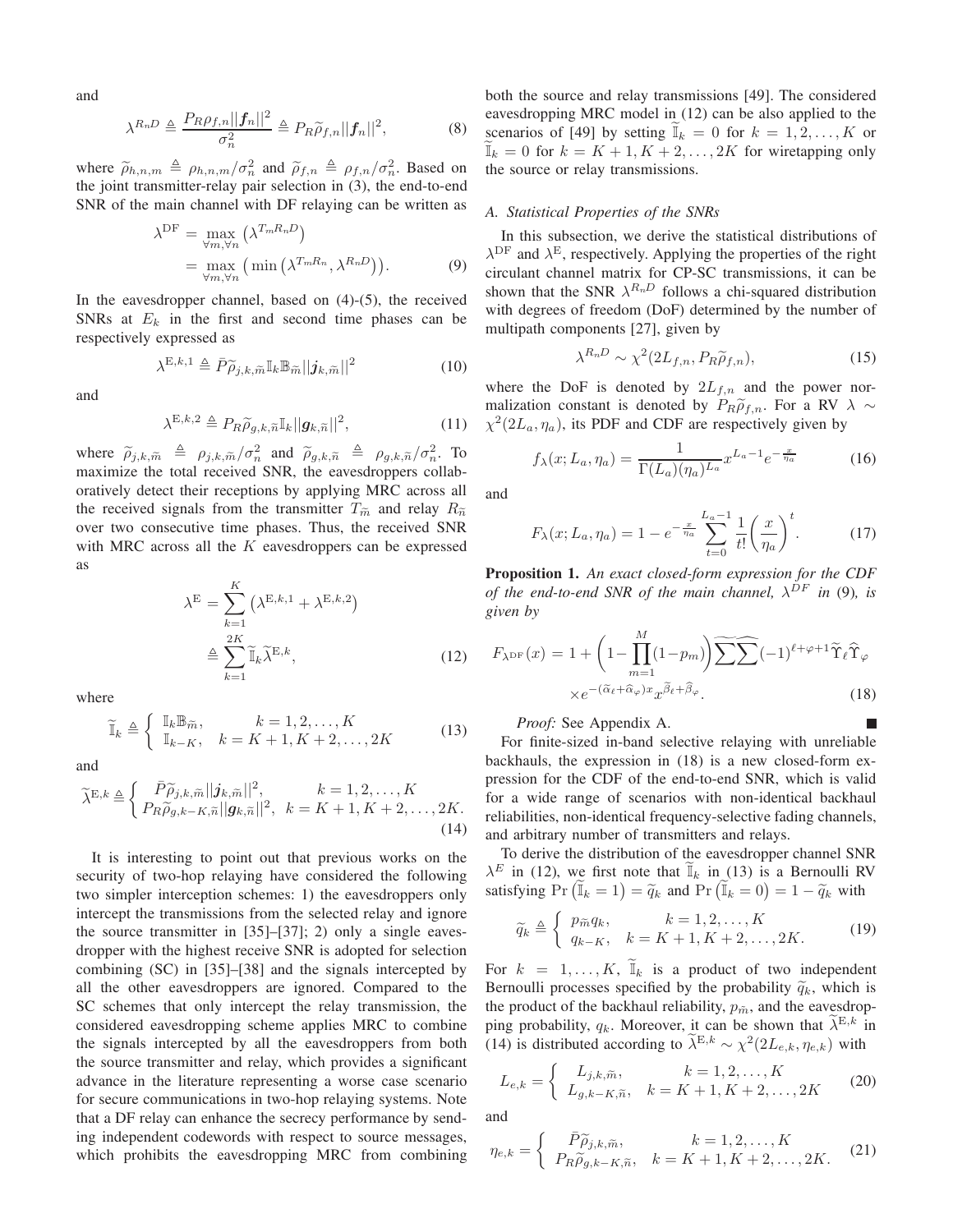and

$$\lambda^{R_nD} \triangleq \frac{P_R \rho_{f,n} ||\boldsymbol{f}_n||^2}{\sigma_n^2} \triangleq P_R \widetilde{\rho}_{f,n} ||\boldsymbol{f}_n||^2, \tag{8}$$

where $\widetilde{\rho}_{h,n,m} \triangleq \rho_{h,n,m}/\sigma_n^2$ and $\widetilde{\rho}_{f,n} \triangleq \rho_{f,n}/\sigma_n^2$. Based on the joint transmitter-relay pair selection in (3), the end-to-end SNR of the main channel with DF relaying can be written as

$$\begin{aligned}\lambda^{\mathrm{DF}} &= \max_{\forall m, \forall n} \left(\lambda^{T_m R_n D}\right) \\ &= \max_{\forall m, \forall n} \left( \min\left(\lambda^{T_m R_n}, \lambda^{R_n D}\right)\right).\end{aligned} \tag{9}$$

In the eavesdropper channel, based on (4)-(5), the received SNRs at $E_k$ in the first and second time phases can be respectively expressed as

$$\lambda^{\mathrm{E},k,1} \triangleq \bar{P} \widetilde{\rho}_{j,k,\widetilde{m}} \mathbb{I}_k \mathbb{B}_{\widetilde{m}} ||\boldsymbol{j}_{k,\widetilde{m}}||^2 \tag{10}$$

and

$$\lambda^{\mathrm{E},k,2} \triangleq P_R \widetilde{\rho}_{g,k,\widetilde{n}} \mathbb{I}_k ||\boldsymbol{g}_{k,\widetilde{n}}||^2, \tag{11}$$

where $\widetilde{\rho}_{j,k,\widetilde{m}} \triangleq \rho_{j,k,\widetilde{m}}/\sigma_n^2$ and $\widetilde{\rho}_{g,k,\widetilde{n}} \triangleq \rho_{g,k,\widetilde{n}}/\sigma_n^2$. To maximize the total received SNR, the eavesdroppers collaboratively detect their receptions by applying MRC across all the received signals from the transmitter $T_{\widetilde{m}}$ and relay $R_{\widetilde{n}}$ over two consecutive time phases. Thus, the received SNR with MRC across all the $K$ eavesdroppers can be expressed as

$$\begin{aligned}\lambda^{\mathrm{E}} &= \sum_{k=1}^{K} \left(\lambda^{\mathrm{E},k,1} + \lambda^{\mathrm{E},k,2}\right) \\ &\triangleq \sum_{k=1}^{2K} \widetilde{\mathbb{I}}_k \widetilde{\lambda}^{\mathrm{E},k},\end{aligned} \tag{12}$$

where

$$\widetilde{\mathbb{I}}_k \triangleq \begin{cases} \mathbb{I}_k \mathbb{B}_{\widetilde{m}}, & k = 1, 2, \ldots, K \\ \mathbb{I}_{k-K}, & k = K+1, K+2, \ldots, 2K \end{cases} \tag{13}$$

and

$$\widetilde{\lambda}^{\mathrm{E},k} \triangleq \begin{cases} \bar{P} \widetilde{\rho}_{j,k,\widetilde{m}} ||\boldsymbol{j}_{k,\widetilde{m}}||^2, & k = 1, 2, \ldots, K \\ P_R \widetilde{\rho}_{g,k-K,\widetilde{n}} ||\boldsymbol{g}_{k,\widetilde{n}}||^2, & k = K+1, K+2, \ldots, 2K. \end{cases} \tag{14}$$

It is interesting to point out that previous works on the security of two-hop relaying have considered the following two simpler interception schemes: 1) the eavesdroppers only intercept the transmissions from the selected relay and ignore the source transmitter in [35]–[37]; 2) only a single eavesdropper with the highest receive SNR is adopted for selection combining (SC) in [35]–[38] and the signals intercepted by all the other eavesdroppers are ignored. Compared to the SC schemes that only intercept the relay transmission, the considered eavesdropping scheme applies MRC to combine the signals intercepted by all the eavesdroppers from both the source transmitter and relay, which provides a significant advance in the literature representing a worse case scenario for secure communications in two-hop relaying systems. Note that a DF relay can enhance the secrecy performance by sending independent codewords with respect to source messages, which prohibits the eavesdropping MRC from combining both the source and relay transmissions [49]. The considered eavesdropping MRC model in (12) can be also applied to the scenarios of [49] by setting $\widetilde{\mathbb{I}}_k = 0$ for $k = 1, 2, \ldots, K$ or $\widetilde{\mathbb{I}}_k = 0$ for $k = K+1, K+2, \ldots, 2K$ for wiretapping only the source or relay transmissions.

### A. Statistical Properties of the SNRs

In this subsection, we derive the statistical distributions of $\lambda^{\mathrm{DF}}$ and $\lambda^{\mathrm{E}}$, respectively. Applying the properties of the right circulant channel matrix for CP-SC transmissions, it can be shown that the SNR $\lambda^{R_nD}$ follows a chi-squared distribution with degrees of freedom (DoF) determined by the number of multipath components [27], given by

$$\lambda^{R_nD} \sim \chi^2(2L_{f,n}, P_R \widetilde{\rho}_{f,n}), \tag{15}$$

where the DoF is denoted by $2L_{f,n}$ and the power normalization constant is denoted by $P_R \widetilde{\rho}_{f,n}$. For a RV $\lambda \sim \chi^2(2L_a, \eta_a)$, its PDF and CDF are respectively given by

$$f_\lambda(x; L_a, \eta_a) = \frac{1}{\Gamma(L_a)(\eta_a)^{L_a}} x^{L_a - 1} e^{-\frac{x}{\eta_a}} \tag{16}$$

and

$$F_\lambda(x; L_a, \eta_a) = 1 - e^{-\frac{x}{\eta_a}} \sum_{t=0}^{L_a - 1} \frac{1}{t!} \left(\frac{x}{\eta_a}\right)^t. \tag{17}$$

**Proposition 1.** *An exact closed-form expression for the CDF of the end-to-end SNR of the main channel, $\lambda^{DF}$ in* (9)*, is given by*

$$\begin{aligned}F_{\lambda^{\mathrm{DF}}}(x) = 1 + &\left(1 - \prod_{m=1}^{M}(1-p_m)\right) \widetilde{\sum\sum} \widehat{\sum\sum} (-1)^{\ell+\varphi+1} \widetilde{\Upsilon}_\ell \widehat{\Upsilon}_\varphi \\ &\times e^{-(\widetilde{\alpha}_\ell + \widehat{\alpha}_\varphi)x} x^{\widetilde{\beta}_\ell + \widehat{\beta}_\varphi}.\end{aligned} \tag{18}$$

*Proof:* See Appendix A. ∎

For finite-sized in-band selective relaying with unreliable backhauls, the expression in (18) is a new closed-form expression for the CDF of the end-to-end SNR, which is valid for a wide range of scenarios with non-identical backhaul reliabilities, non-identical frequency-selective fading channels, and arbitrary number of transmitters and relays.

To derive the distribution of the eavesdropper channel SNR $\lambda^E$ in (12), we first note that $\widetilde{\mathbb{I}}_k$ in (13) is a Bernoulli RV satisfying $\Pr\left(\widetilde{\mathbb{I}}_k = 1\right) = \widetilde{q}_k$ and $\Pr\left(\widetilde{\mathbb{I}}_k = 0\right) = 1 - \widetilde{q}_k$ with

$$\widetilde{q}_k \triangleq \begin{cases} p_{\widetilde{m}} q_k, & k = 1, 2, \ldots, K \\ q_{k-K}, & k = K+1, K+2, \ldots, 2K. \end{cases} \tag{19}$$

For $k = 1, \ldots, K$, $\widetilde{\mathbb{I}}_k$ is a product of two independent Bernoulli processes specified by the probability $\widetilde{q}_k$, which is the product of the backhaul reliability, $p_{\widetilde{m}}$, and the eavesdropping probability, $q_k$. Moreover, it can be shown that $\widetilde{\lambda}^{\mathrm{E},k}$ in (14) is distributed according to $\widetilde{\lambda}^{\mathrm{E},k} \sim \chi^2(2L_{e,k}, \eta_{e,k})$ with

$$L_{e,k} = \begin{cases} L_{j,k,\widetilde{m}}, & k = 1, 2, \ldots, K \\ L_{g,k-K,\widetilde{n}}, & k = K+1, K+2, \ldots, 2K \end{cases} \tag{20}$$

and

$$\eta_{e,k} = \begin{cases} \bar{P} \widetilde{\rho}_{j,k,\widetilde{m}}, & k = 1, 2, \ldots, K \\ P_R \widetilde{\rho}_{g,k-K,\widetilde{n}}, & k = K+1, K+2, \ldots, 2K. \end{cases} \tag{21}$$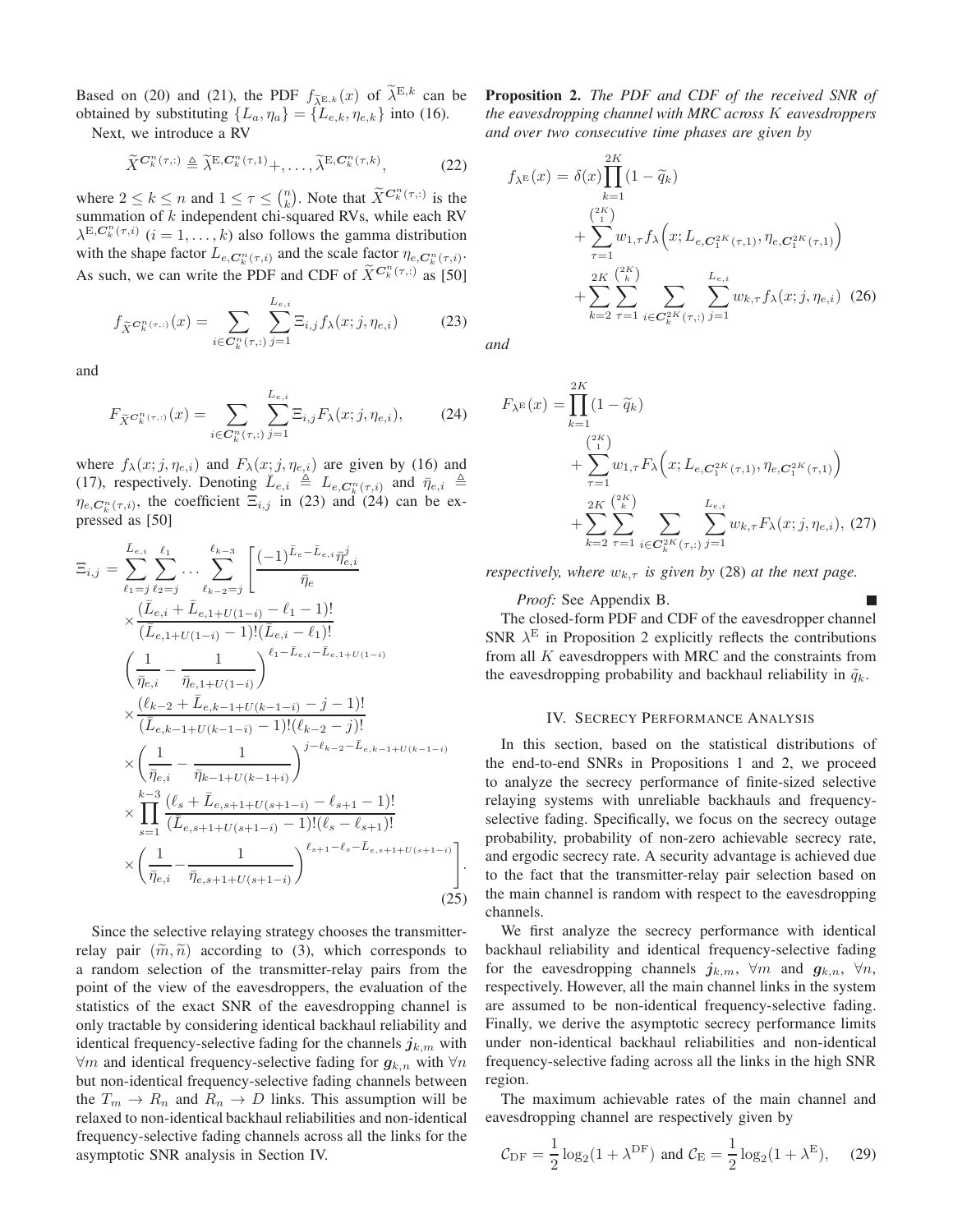Based on (20) and (21), the PDF $f_{\widetilde{\lambda}^{\mathrm{E},k}}(x)$ of $\widetilde{\lambda}^{\mathrm{E},k}$ can be obtained by substituting $\{L_a, \eta_a\} = \{L_{e,k}, \eta_{e,k}\}$ into (16).

Next, we introduce a RV

$$\widetilde{X}^{\boldsymbol{C}_k^n(\tau,:)} \triangleq \widetilde{\lambda}^{\mathrm{E},\boldsymbol{C}_k^n(\tau,1)} +, \ldots, \widetilde{\lambda}^{\mathrm{E},\boldsymbol{C}_k^n(\tau,k)}, \tag{22}$$

where $2 \leq k \leq n$ and $1 \leq \tau \leq \binom{n}{k}$. Note that $\widetilde{X}^{\boldsymbol{C}_k^n(\tau,:)}$ is the summation of $k$ independent chi-squared RVs, while each RV $\lambda^{\mathrm{E},\boldsymbol{C}_k^n(\tau,i)}$ $(i = 1, \ldots, k)$ also follows the gamma distribution with the shape factor $L_{e,\boldsymbol{C}_k^n(\tau,i)}$ and the scale factor $\eta_{e,\boldsymbol{C}_k^n(\tau,i)}$. As such, we can write the PDF and CDF of $\widetilde{X}^{\boldsymbol{C}_k^n(\tau,:)}$ as [50]

$$f_{\widetilde{X}^{\boldsymbol{C}_k^n(\tau,:)}}(x) = \sum_{i \in \boldsymbol{C}_k^n(\tau,:)} \sum_{j=1}^{L_{e,i}} \Xi_{i,j} f_\lambda(x; j, \eta_{e,i}) \tag{23}$$

and

$$F_{\widetilde{X}^{\boldsymbol{C}_k^n(\tau,:)}}(x) = \sum_{i \in \boldsymbol{C}_k^n(\tau,:)} \sum_{j=1}^{L_{e,i}} \Xi_{i,j} F_\lambda(x; j, \eta_{e,i}), \tag{24}$$

where $f_\lambda(x; j, \eta_{e,i})$ and $F_\lambda(x; j, \eta_{e,i})$ are given by (16) and (17), respectively. Denoting $\bar{L}_{e,i} \triangleq L_{e,\boldsymbol{C}_k^n(\tau,i)}$ and $\bar{\eta}_{e,i} \triangleq \eta_{e,\boldsymbol{C}_k^n(\tau,i)}$, the coefficient $\Xi_{i,j}$ in (23) and (24) can be expressed as [50]

$$\begin{aligned}
\Xi_{i,j} = &\sum_{\ell_1=j}^{\bar{L}_{e,i}} \sum_{\ell_2=j}^{\ell_1} \cdots \sum_{\ell_{k-2}=j}^{\ell_{k-3}} \left[ \frac{(-1)^{\bar{L}_e - \bar{L}_{e,i}} \bar{\eta}_{e,i}^j}{\bar{\eta}_e} \right. \\
&\times \frac{(\bar{L}_{e,i} + \bar{L}_{e,1+U(1-i)} - \ell_1 - 1)!}{(\bar{L}_{e,1+U(1-i)} - 1)!(\bar{L}_{e,i} - \ell_1)!} \\
&\left( \frac{1}{\bar{\eta}_{e,i}} - \frac{1}{\bar{\eta}_{e,1+U(1-i)}} \right)^{\ell_1 - \bar{L}_{e,i} - \bar{L}_{e,1+U(1-i)}} \\
&\times \frac{(\ell_{k-2} + \bar{L}_{e,k-1+U(k-1-i)} - j - 1)!}{(\bar{L}_{e,k-1+U(k-1-i)} - 1)!(\ell_{k-2} - j)!} \\
&\times \left( \frac{1}{\bar{\eta}_{e,i}} - \frac{1}{\bar{\eta}_{k-1+U(k-1+i)}} \right)^{j - \ell_{k-2} - \bar{L}_{e,k-1+U(k-1-i)}} \\
&\times \prod_{s=1}^{k-3} \frac{(\ell_s + \bar{L}_{e,s+1+U(s+1-i)} - \ell_{s+1} - 1)!}{(\bar{L}_{e,s+1+U(s+1-i)} - 1)!(\ell_s - \ell_{s+1})!} \\
&\left. \times \left( \frac{1}{\bar{\eta}_{e,i}} - \frac{1}{\bar{\eta}_{e,s+1+U(s+1-i)}} \right)^{\ell_{s+1} - \ell_s - \bar{L}_{e,s+1+U(s+1-i)}} \right].
\end{aligned} \tag{25}$$

Since the selective relaying strategy chooses the transmitter-relay pair $(\widetilde{m}, \widetilde{n})$ according to (3), which corresponds to a random selection of the transmitter-relay pairs from the point of the view of the eavesdroppers, the evaluation of the statistics of the exact SNR of the eavesdropping channel is only tractable by considering identical backhaul reliability and identical frequency-selective fading for the channels $\boldsymbol{j}_{k,m}$ with $\forall m$ and identical frequency-selective fading for $\boldsymbol{g}_{k,n}$ with $\forall n$ but non-identical frequency-selective fading channels between the $T_m \rightarrow R_n$ and $R_n \rightarrow D$ links. This assumption will be relaxed to non-identical backhaul reliabilities and non-identical frequency-selective fading channels across all the links for the asymptotic SNR analysis in Section IV.

**Proposition 2.** *The PDF and CDF of the received SNR of the eavesdropping channel with MRC across $K$ eavesdroppers and over two consecutive time phases are given by*

$$\begin{aligned}
f_{\lambda^{\mathrm{E}}}(x) = &\,\delta(x) \prod_{k=1}^{2K} (1 - \widetilde{q}_k) \\
&+ \sum_{\tau=1}^{\binom{2K}{1}} w_{1,\tau} f_\lambda\Big(x; L_{e,\boldsymbol{C}_1^{2K}(\tau,1)}, \eta_{e,\boldsymbol{C}_1^{2K}(\tau,1)}\Big) \\
&+ \sum_{k=2}^{2K} \sum_{\tau=1}^{\binom{2K}{k}} \sum_{i \in \boldsymbol{C}_k^{2K}(\tau,:)} \sum_{j=1}^{L_{e,i}} w_{k,\tau} f_\lambda(x; j, \eta_{e,i})
\end{aligned} \tag{26}$$

*and*

$$\begin{aligned}
F_{\lambda^{\mathrm{E}}}(x) = &\prod_{k=1}^{2K} (1 - \widetilde{q}_k) \\
&+ \sum_{\tau=1}^{\binom{2K}{1}} w_{1,\tau} F_\lambda\Big(x; L_{e,\boldsymbol{C}_1^{2K}(\tau,1)}, \eta_{e,\boldsymbol{C}_1^{2K}(\tau,1)}\Big) \\
&+ \sum_{k=2}^{2K} \sum_{\tau=1}^{\binom{2K}{k}} \sum_{i \in \boldsymbol{C}_k^{2K}(\tau,:)} \sum_{j=1}^{L_{e,i}} w_{k,\tau} F_\lambda(x; j, \eta_{e,i}),
\end{aligned} \tag{27}$$

*respectively, where $w_{k,\tau}$ is given by* (28) *at the next page.*

*Proof:* See Appendix B. ∎

The closed-form PDF and CDF of the eavesdropper channel SNR $\lambda^{\mathrm{E}}$ in Proposition 2 explicitly reflects the contributions from all $K$ eavesdroppers with MRC and the constraints from the eavesdropping probability and backhaul reliability in $\tilde{q}_k$.

## IV. Secrecy Performance Analysis

In this section, based on the statistical distributions of the end-to-end SNRs in Propositions 1 and 2, we proceed to analyze the secrecy performance of finite-sized selective relaying systems with unreliable backhauls and frequency-selective fading. Specifically, we focus on the secrecy outage probability, probability of non-zero achievable secrecy rate, and ergodic secrecy rate. A security advantage is achieved due to the fact that the transmitter-relay pair selection based on the main channel is random with respect to the eavesdropping channels.

We first analyze the secrecy performance with identical backhaul reliability and identical frequency-selective fading for the eavesdropping channels $\boldsymbol{j}_{k,m}$, $\forall m$ and $\boldsymbol{g}_{k,n}$, $\forall n$, respectively. However, all the main channel links in the system are assumed to be non-identical frequency-selective fading. Finally, we derive the asymptotic secrecy performance limits under non-identical backhaul reliabilities and non-identical frequency-selective fading across all the links in the high SNR region.

The maximum achievable rates of the main channel and eavesdropping channel are respectively given by

$$\mathcal{C}_{\mathrm{DF}} = \frac{1}{2} \log_2(1 + \lambda^{\mathrm{DF}}) \text{ and } \mathcal{C}_{\mathrm{E}} = \frac{1}{2} \log_2(1 + \lambda^{\mathrm{E}}), \tag{29}$$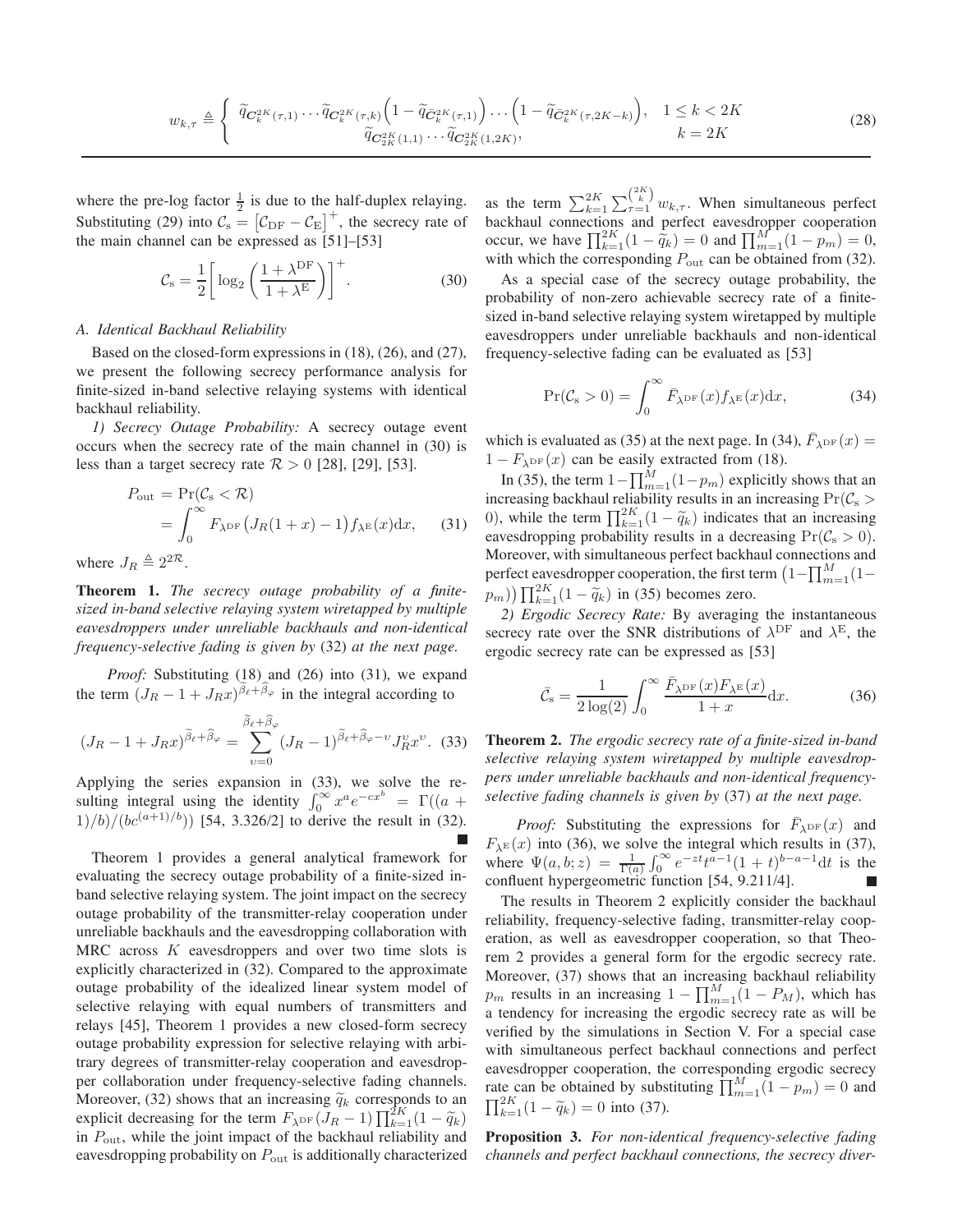$$w_{k,\tau} \triangleq \begin{cases} \widetilde{q}_{\boldsymbol{C}_k^{2K}(\tau,1)} \cdots \widetilde{q}_{\boldsymbol{C}_k^{2K}(\tau,k)} \Big(1 - \widetilde{q}_{\bar{\boldsymbol{C}}_k^{2K}(\tau,1)}\Big) \cdots \Big(1 - \widetilde{q}_{\bar{\boldsymbol{C}}_k^{2K}(\tau,2K-k)}\Big), & 1 \leq k < 2K \\ \widetilde{q}_{\boldsymbol{C}_{2K}^{2K}(1,1)} \cdots \widetilde{q}_{\boldsymbol{C}_{2K}^{2K}(1,2K)}, & k = 2K \end{cases} \tag{28}$$

where the pre-log factor $\frac{1}{2}$ is due to the half-duplex relaying. Substituting (29) into $\mathcal{C}_\mathrm{s} = \left[\mathcal{C}_\mathrm{DF} - \mathcal{C}_\mathrm{E}\right]^+$, the secrecy rate of the main channel can be expressed as [51]–[53]

$$\mathcal{C}_\mathrm{s} = \frac{1}{2}\left[\log_2\left(\frac{1+\lambda^\mathrm{DF}}{1+\lambda^\mathrm{E}}\right)\right]^+. \tag{30}$$

### A. Identical Backhaul Reliability

Based on the closed-form expressions in (18), (26), and (27), we present the following secrecy performance analysis for finite-sized in-band selective relaying systems with identical backhaul reliability.

*1) Secrecy Outage Probability:* A secrecy outage event occurs when the secrecy rate of the main channel in (30) is less than a target secrecy rate $\mathcal{R} > 0$ [28], [29], [53].

$$\begin{aligned} P_\mathrm{out} &= \Pr(\mathcal{C}_\mathrm{s} < \mathcal{R}) \\ &= \int_0^\infty F_{\lambda^\mathrm{DF}}\big(J_R(1+x) - 1\big) f_{\lambda^\mathrm{E}}(x)\mathrm{d}x, \end{aligned} \tag{31}$$

where $J_R \triangleq 2^{2\mathcal{R}}$.

**Theorem 1.** *The secrecy outage probability of a finite-sized in-band selective relaying system wiretapped by multiple eavesdroppers under unreliable backhauls and non-identical frequency-selective fading is given by* (32) *at the next page.*

*Proof:* Substituting (18) and (26) into (31), we expand the term $(J_R - 1 + J_R x)^{\widetilde{\beta}_\ell + \widehat{\beta}_\varphi}$ in the integral according to

$$(J_R - 1 + J_R x)^{\widetilde{\beta}_\ell + \widehat{\beta}_\varphi} = \sum_{\upsilon=0}^{\widetilde{\beta}_\ell + \widehat{\beta}_\varphi} (J_R - 1)^{\widetilde{\beta}_\ell + \widehat{\beta}_\varphi - \upsilon} J_R^\upsilon x^\upsilon. \tag{33}$$

Applying the series expansion in (33), we solve the resulting integral using the identity $\int_0^\infty x^a e^{-cx^b} = \Gamma((a+1)/b)/(bc^{(a+1)/b})$ [54, 3.326/2] to derive the result in (32). ∎

Theorem 1 provides a general analytical framework for evaluating the secrecy outage probability of a finite-sized in-band selective relaying system. The joint impact on the secrecy outage probability of the transmitter-relay cooperation under unreliable backhauls and the eavesdropping collaboration with MRC across $K$ eavesdroppers and over two time slots is explicitly characterized in (32). Compared to the approximate outage probability of the idealized linear system model of selective relaying with equal numbers of transmitters and relays [45], Theorem 1 provides a new closed-form secrecy outage probability expression for selective relaying with arbitrary degrees of transmitter-relay cooperation and eavesdropper collaboration under frequency-selective fading channels. Moreover, (32) shows that an increasing $\widetilde{q}_k$ corresponds to an explicit decreasing for the term $F_{\lambda^\mathrm{DF}}(J_R - 1)\prod_{k=1}^{2K}(1-\widetilde{q}_k)$ in $P_\mathrm{out}$, while the joint impact of the backhaul reliability and eavesdropping probability on $P_\mathrm{out}$ is additionally characterized as the term $\sum_{k=1}^{2K}\sum_{\tau=1}^{\binom{2K}{k}} w_{k,\tau}$. When simultaneous perfect backhaul connections and perfect eavesdropper cooperation occur, we have $\prod_{k=1}^{2K}(1-\widetilde{q}_k) = 0$ and $\prod_{m=1}^{M}(1-p_m) = 0$, with which the corresponding $P_\mathrm{out}$ can be obtained from (32).

As a special case of the secrecy outage probability, the probability of non-zero achievable secrecy rate of a finite-sized in-band selective relaying system wiretapped by multiple eavesdroppers under unreliable backhauls and non-identical frequency-selective fading can be evaluated as [53]

$$\Pr(\mathcal{C}_\mathrm{s} > 0) = \int_0^\infty \bar{F}_{\lambda^\mathrm{DF}}(x) f_{\lambda^\mathrm{E}}(x)\mathrm{d}x, \tag{34}$$

which is evaluated as (35) at the next page. In (34), $\bar{F}_{\lambda^\mathrm{DF}}(x) = 1 - F_{\lambda^\mathrm{DF}}(x)$ can be easily extracted from (18).

In (35), the term $1-\prod_{m=1}^{M}(1-p_m)$ explicitly shows that an increasing backhaul reliability results in an increasing $\Pr(\mathcal{C}_\mathrm{s} > 0)$, while the term $\prod_{k=1}^{2K}(1-\widetilde{q}_k)$ indicates that an increasing eavesdropping probability results in a decreasing $\Pr(\mathcal{C}_\mathrm{s} > 0)$. Moreover, with simultaneous perfect backhaul connections and perfect eavesdropper cooperation, the first term $\big(1-\prod_{m=1}^{M}(1-p_m)\big)\prod_{k=1}^{2K}(1-\widetilde{q}_k)$ in (35) becomes zero.

*2) Ergodic Secrecy Rate:* By averaging the instantaneous secrecy rate over the SNR distributions of $\lambda^\mathrm{DF}$ and $\lambda^\mathrm{E}$, the ergodic secrecy rate can be expressed as [53]

$$\bar{\mathcal{C}}_\mathrm{s} = \frac{1}{2\log(2)}\int_0^\infty \frac{\bar{F}_{\lambda^\mathrm{DF}}(x) F_{\lambda^\mathrm{E}}(x)}{1+x}\mathrm{d}x. \tag{36}$$

**Theorem 2.** *The ergodic secrecy rate of a finite-sized in-band selective relaying system wiretapped by multiple eavesdroppers under unreliable backhauls and non-identical frequency-selective fading channels is given by* (37) *at the next page.*

*Proof:* Substituting the expressions for $\bar{F}_{\lambda^\mathrm{DF}}(x)$ and $F_{\lambda^\mathrm{E}}(x)$ into (36), we solve the integral which results in (37), where $\Psi(a,b;z) = \frac{1}{\Gamma(a)}\int_0^\infty e^{-zt}t^{a-1}(1+t)^{b-a-1}\mathrm{d}t$ is the confluent hypergeometric function [54, 9.211/4]. ∎

The results in Theorem 2 explicitly consider the backhaul reliability, frequency-selective fading, transmitter-relay cooperation, as well as eavesdropper cooperation, so that Theorem 2 provides a general form for the ergodic secrecy rate. Moreover, (37) shows that an increasing backhaul reliability $p_m$ results in an increasing $1-\prod_{m=1}^{M}(1-P_M)$, which has a tendency for increasing the ergodic secrecy rate as will be verified by the simulations in Section V. For a special case with simultaneous perfect backhaul connections and perfect eavesdropper cooperation, the corresponding ergodic secrecy rate can be obtained by substituting $\prod_{m=1}^{M}(1-p_m) = 0$ and $\prod_{k=1}^{2K}(1-\widetilde{q}_k) = 0$ into (37).

**Proposition 3.** *For non-identical frequency-selective fading channels and perfect backhaul connections, the secrecy diver-*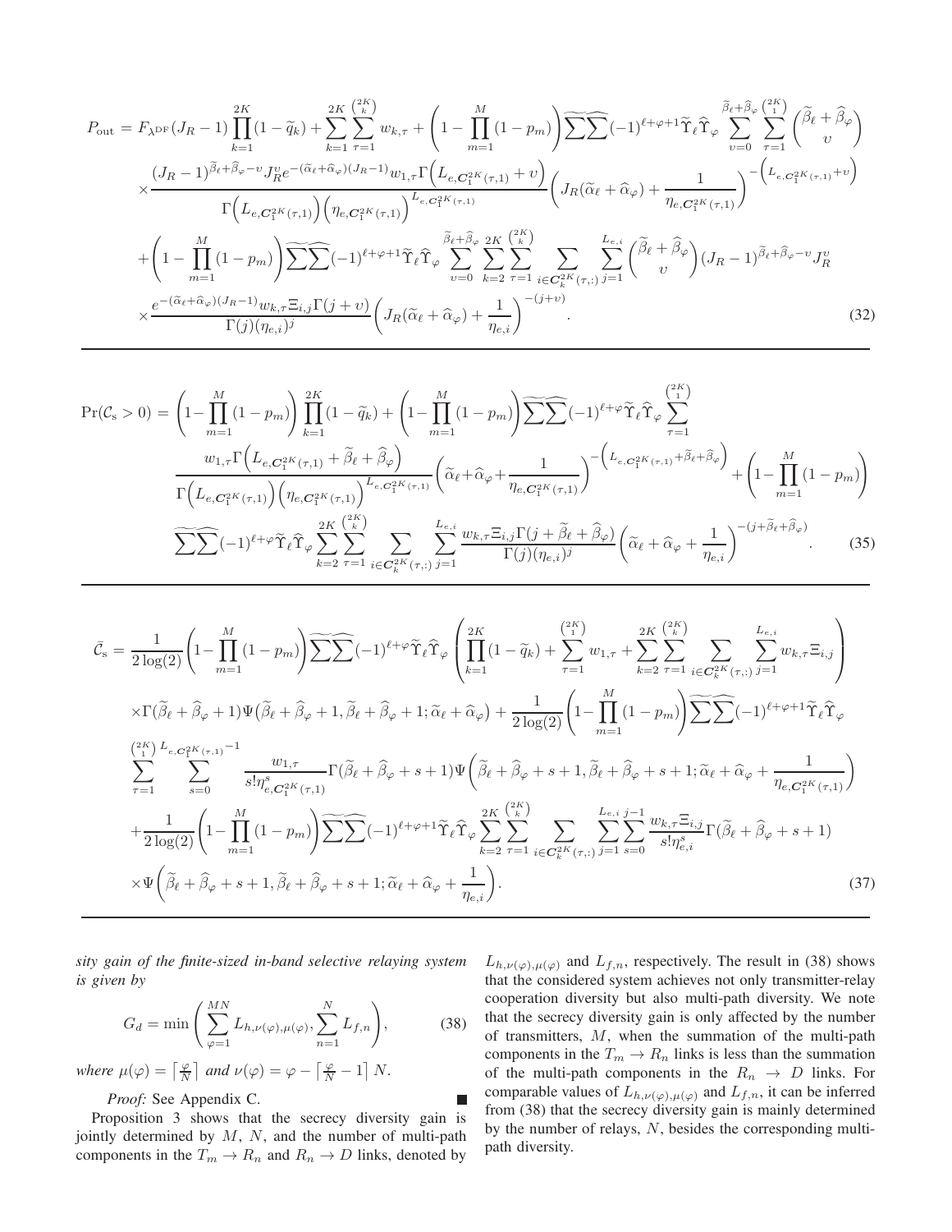$$
\begin{aligned}
P_{\text{out}} =& F_{\lambda^{\text{DF}}}(J_R-1)\prod_{k=1}^{2K}(1-\widetilde{q}_k)+\sum_{k=1}^{2K}\sum_{\tau=1}^{\binom{2K}{k}} w_{k,\tau}+\left(1-\prod_{m=1}^{M}(1-p_m)\right)\widetilde{\sum\sum}\!\!\widehat{\phantom{x}}(-1)^{\ell+\varphi+1}\widetilde{\Upsilon}_\ell\widehat{\Upsilon}_\varphi\sum_{\upsilon=0}^{\widetilde{\beta}_\ell+\widehat{\beta}_\varphi}\sum_{\tau=1}^{\binom{2K}{1}}\binom{\widetilde{\beta}_\ell+\widehat{\beta}_\varphi}{\upsilon}\\
&\times\frac{(J_R-1)^{\widetilde{\beta}_\ell+\widehat{\beta}_\varphi-\upsilon}J_R^{\upsilon}e^{-(\widetilde{\alpha}_\ell+\widehat{\alpha}_\varphi)(J_R-1)}w_{1,\tau}\Gamma\Big(L_{e,\boldsymbol{C}_1^{2K}(\tau,1)}+\upsilon\Big)}{\Gamma\Big(L_{e,\boldsymbol{C}_1^{2K}(\tau,1)}\Big)\Big(\eta_{e,\boldsymbol{C}_1^{2K}(\tau,1)}\Big)^{L_{e,\boldsymbol{C}_1^{2K}(\tau,1)}}}\left(J_R(\widetilde{\alpha}_\ell+\widehat{\alpha}_\varphi)+\frac{1}{\eta_{e,\boldsymbol{C}_1^{2K}(\tau,1)}}\right)^{-\left(L_{e,\boldsymbol{C}_1^{2K}(\tau,1)}+\upsilon\right)}\\
&+\left(1-\prod_{m=1}^{M}(1-p_m)\right)\widetilde{\sum\sum}\!\!\widehat{\phantom{x}}(-1)^{\ell+\varphi+1}\widetilde{\Upsilon}_\ell\widehat{\Upsilon}_\varphi\sum_{\upsilon=0}^{\widetilde{\beta}_\ell+\widehat{\beta}_\varphi}\sum_{k=2}^{2K}\sum_{\tau=1}^{\binom{2K}{k}}\sum_{i\in\boldsymbol{C}_k^{2K}(\tau,:)}\sum_{j=1}^{L_{e,i}}\binom{\widetilde{\beta}_\ell+\widehat{\beta}_\varphi}{\upsilon}(J_R-1)^{\widetilde{\beta}_\ell+\widehat{\beta}_\varphi-\upsilon}J_R^{\upsilon}\\
&\times\frac{e^{-(\widetilde{\alpha}_\ell+\widehat{\alpha}_\varphi)(J_R-1)}w_{k,\tau}\Xi_{i,j}\Gamma(j+\upsilon)}{\Gamma(j)(\eta_{e,i})^j}\left(J_R(\widetilde{\alpha}_\ell+\widehat{\alpha}_\varphi)+\frac{1}{\eta_{e,i}}\right)^{-(j+\upsilon)}.
\end{aligned}
\tag{32}
$$

$$
\begin{aligned}
\Pr(\mathcal{C}_{\text{s}}>0) =& \left(1-\prod_{m=1}^{M}(1-p_m)\right)\prod_{k=1}^{2K}(1-\widetilde{q}_k)+\left(1-\prod_{m=1}^{M}(1-p_m)\right)\widetilde{\sum\sum}\!\!\widehat{\phantom{x}}(-1)^{\ell+\varphi}\widetilde{\Upsilon}_\ell\widehat{\Upsilon}_\varphi\sum_{\tau=1}^{\binom{2K}{1}}\\
&\frac{w_{1,\tau}\Gamma\Big(L_{e,\boldsymbol{C}_1^{2K}(\tau,1)}+\widetilde{\beta}_\ell+\widehat{\beta}_\varphi\Big)}{\Gamma\Big(L_{e,\boldsymbol{C}_1^{2K}(\tau,1)}\Big)\Big(\eta_{e,\boldsymbol{C}_1^{2K}(\tau,1)}\Big)^{L_{e,\boldsymbol{C}_1^{2K}(\tau,1)}}}\left(\widetilde{\alpha}_\ell+\widehat{\alpha}_\varphi+\frac{1}{\eta_{e,\boldsymbol{C}_1^{2K}(\tau,1)}}\right)^{-\left(L_{e,\boldsymbol{C}_1^{2K}(\tau,1)}+\widetilde{\beta}_\ell+\widehat{\beta}_\varphi\right)}+\left(1-\prod_{m=1}^{M}(1-p_m)\right)\\
&\widetilde{\sum\sum}\!\!\widehat{\phantom{x}}(-1)^{\ell+\varphi}\widetilde{\Upsilon}_\ell\widehat{\Upsilon}_\varphi\sum_{k=2}^{2K}\sum_{\tau=1}^{\binom{2K}{k}}\sum_{i\in\boldsymbol{C}_k^{2K}(\tau,:)}\sum_{j=1}^{L_{e,i}}\frac{w_{k,\tau}\Xi_{i,j}\Gamma(j+\widetilde{\beta}_\ell+\widehat{\beta}_\varphi)}{\Gamma(j)(\eta_{e,i})^j}\left(\widetilde{\alpha}_\ell+\widehat{\alpha}_\varphi+\frac{1}{\eta_{e,i}}\right)^{-(j+\widetilde{\beta}_\ell+\widehat{\beta}_\varphi)}.
\end{aligned}
\tag{35}
$$

$$
\begin{aligned}
\bar{\mathcal{C}}_{\text{s}} =& \frac{1}{2\log(2)}\left(1-\prod_{m=1}^{M}(1-p_m)\right)\widetilde{\sum\sum}\!\!\widehat{\phantom{x}}(-1)^{\ell+\varphi}\widetilde{\Upsilon}_\ell\widehat{\Upsilon}_\varphi\left(\prod_{k=1}^{2K}(1-\widetilde{q}_k)+\sum_{\tau=1}^{\binom{2K}{1}}w_{1,\tau}+\sum_{k=2}^{2K}\sum_{\tau=1}^{\binom{2K}{k}}\sum_{i\in\boldsymbol{C}_k^{2K}(\tau,:)}\sum_{j=1}^{L_{e,i}}w_{k,\tau}\Xi_{i,j}\right)\\
&\times\Gamma(\widetilde{\beta}_\ell+\widehat{\beta}_\varphi+1)\Psi\big(\widetilde{\beta}_\ell+\widehat{\beta}_\varphi+1,\widetilde{\beta}_\ell+\widehat{\beta}_\varphi+1;\widetilde{\alpha}_\ell+\widehat{\alpha}_\varphi\big)+\frac{1}{2\log(2)}\left(1-\prod_{m=1}^{M}(1-p_m)\right)\widetilde{\sum\sum}\!\!\widehat{\phantom{x}}(-1)^{\ell+\varphi+1}\widetilde{\Upsilon}_\ell\widehat{\Upsilon}_\varphi\\
&\sum_{\tau=1}^{\binom{2K}{1}}\sum_{s=0}^{L_{e,\boldsymbol{C}_1^{2K}(\tau,1)}-1}\frac{w_{1,\tau}}{s!\eta^s_{e,\boldsymbol{C}_1^{2K}(\tau,1)}}\Gamma(\widetilde{\beta}_\ell+\widehat{\beta}_\varphi+s+1)\Psi\left(\widetilde{\beta}_\ell+\widehat{\beta}_\varphi+s+1,\widetilde{\beta}_\ell+\widehat{\beta}_\varphi+s+1;\widetilde{\alpha}_\ell+\widehat{\alpha}_\varphi+\frac{1}{\eta_{e,\boldsymbol{C}_1^{2K}(\tau,1)}}\right)\\
&+\frac{1}{2\log(2)}\left(1-\prod_{m=1}^{M}(1-p_m)\right)\widetilde{\sum\sum}\!\!\widehat{\phantom{x}}(-1)^{\ell+\varphi+1}\widetilde{\Upsilon}_\ell\widehat{\Upsilon}_\varphi\sum_{k=2}^{2K}\sum_{\tau=1}^{\binom{2K}{k}}\sum_{i\in\boldsymbol{C}_k^{2K}(\tau,:)}\sum_{j=1}^{L_{e,i}}\sum_{s=0}^{j-1}\frac{w_{k,\tau}\Xi_{i,j}}{s!\eta^s_{e,i}}\Gamma(\widetilde{\beta}_\ell+\widehat{\beta}_\varphi+s+1)\\
&\times\Psi\left(\widetilde{\beta}_\ell+\widehat{\beta}_\varphi+s+1,\widetilde{\beta}_\ell+\widehat{\beta}_\varphi+s+1;\widetilde{\alpha}_\ell+\widehat{\alpha}_\varphi+\frac{1}{\eta_{e,i}}\right).
\end{aligned}
\tag{37}
$$

*sity gain of the finite-sized in-band selective relaying system is given by*

$$
G_d=\min\left(\sum_{\varphi=1}^{MN}L_{h,\nu(\varphi),\mu(\varphi)},\sum_{n=1}^{N}L_{f,n}\right),
\tag{38}
$$

*where* $\mu(\varphi)=\left\lceil\frac{\varphi}{N}\right\rceil$ *and* $\nu(\varphi)=\varphi-\left\lceil\frac{\varphi}{N}-1\right\rceil N$.

*Proof:* See Appendix C. ∎

Proposition 3 shows that the secrecy diversity gain is jointly determined by $M$, $N$, and the number of multi-path components in the $T_m\to R_n$ and $R_n\to D$ links, denoted by $L_{h,\nu(\varphi),\mu(\varphi)}$ and $L_{f,n}$, respectively. The result in (38) shows that the considered system achieves not only transmitter-relay cooperation diversity but also multi-path diversity. We note that the secrecy diversity gain is only affected by the number of transmitters, $M$, when the summation of the multi-path components in the $T_m\to R_n$ links is less than the summation of the multi-path components in the $R_n\to D$ links. For comparable values of $L_{h,\nu(\varphi),\mu(\varphi)}$ and $L_{f,n}$, it can be inferred from (38) that the secrecy diversity gain is mainly determined by the number of relays, $N$, besides the corresponding multi-path diversity.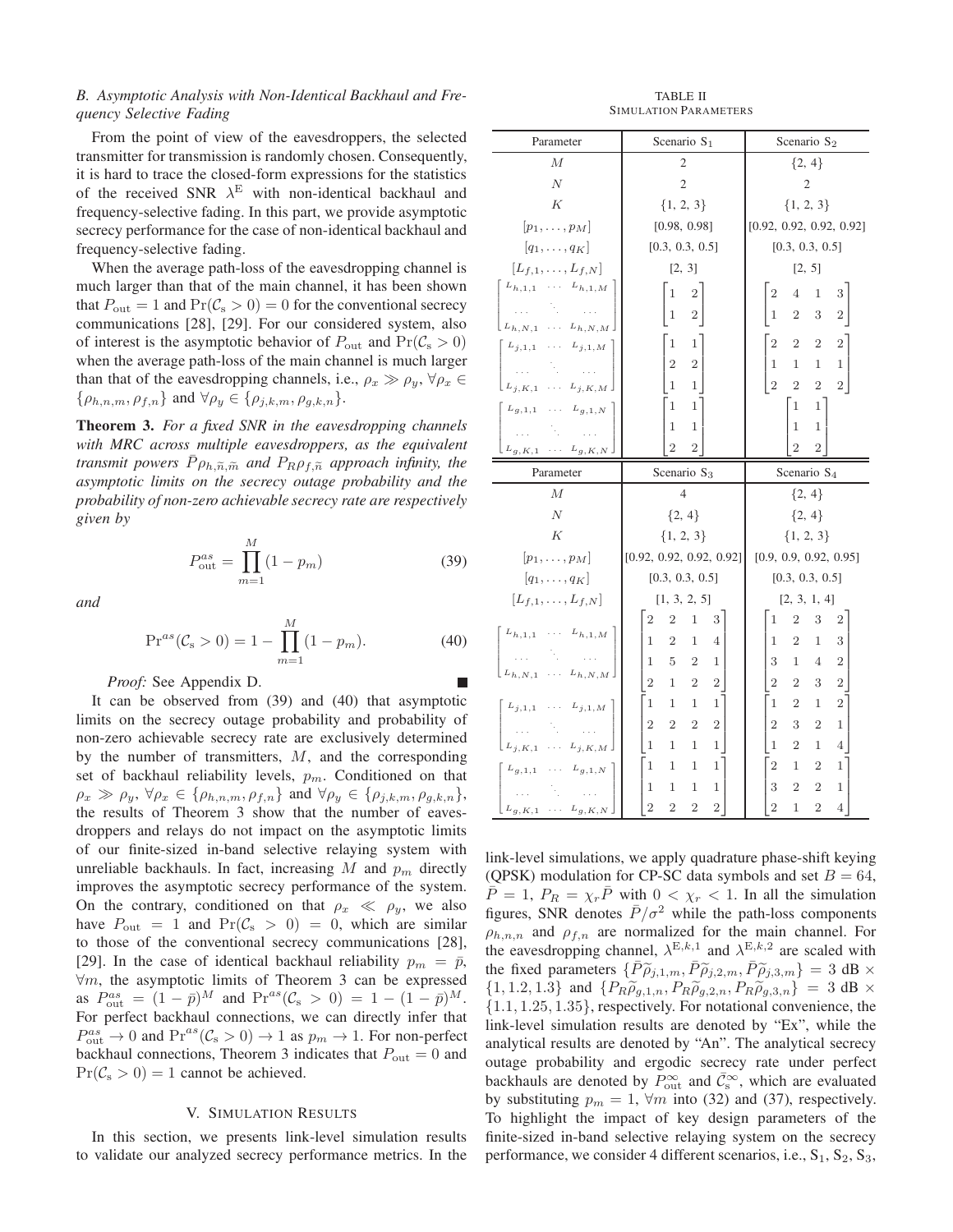### B. Asymptotic Analysis with Non-Identical Backhaul and Frequency Selective Fading

From the point of view of the eavesdroppers, the selected transmitter for transmission is randomly chosen. Consequently, it is hard to trace the closed-form expressions for the statistics of the received SNR $\lambda^{\mathrm{E}}$ with non-identical backhaul and frequency-selective fading. In this part, we provide asymptotic secrecy performance for the case of non-identical backhaul and frequency-selective fading.

When the average path-loss of the eavesdropping channel is much larger than that of the main channel, it has been shown that $P_{\mathrm{out}} = 1$ and $\Pr(\mathcal{C}_{\mathrm{s}} > 0) = 0$ for the conventional secrecy communications [28], [29]. For our considered system, also of interest is the asymptotic behavior of $P_{\mathrm{out}}$ and $\Pr(\mathcal{C}_{\mathrm{s}} > 0)$ when the average path-loss of the main channel is much larger than that of the eavesdropping channels, i.e., $\rho_x \gg \rho_y$, $\forall \rho_x \in \{\rho_{h,n,m}, \rho_{f,n}\}$ and $\forall \rho_y \in \{\rho_{j,k,m}, \rho_{g,k,n}\}$.

**Theorem 3.** *For a fixed SNR in the eavesdropping channels with MRC across multiple eavesdroppers, as the equivalent transmit powers $\bar{P}\rho_{h,\tilde{n},\tilde{m}}$ and $P_R\rho_{f,\tilde{n}}$ approach infinity, the asymptotic limits on the secrecy outage probability and the probability of non-zero achievable secrecy rate are respectively given by*

$$P_{\mathrm{out}}^{as} = \prod_{m=1}^{M} (1 - p_m) \tag{39}$$

*and*

$$\Pr{}^{as}(\mathcal{C}_{\mathrm{s}} > 0) = 1 - \prod_{m=1}^{M} (1 - p_m). \tag{40}$$

*Proof:* See Appendix D. ∎

It can be observed from (39) and (40) that asymptotic limits on the secrecy outage probability and probability of non-zero achievable secrecy rate are exclusively determined by the number of transmitters, $M$, and the corresponding set of backhaul reliability levels, $p_m$. Conditioned on that $\rho_x \gg \rho_y$, $\forall \rho_x \in \{\rho_{h,n,m}, \rho_{f,n}\}$ and $\forall \rho_y \in \{\rho_{j,k,m}, \rho_{g,k,n}\}$, the results of Theorem 3 show that the number of eavesdroppers and relays do not impact on the asymptotic limits of our finite-sized in-band selective relaying system with unreliable backhauls. In fact, increasing $M$ and $p_m$ directly improves the asymptotic secrecy performance of the system. On the contrary, conditioned on that $\rho_x \ll \rho_y$, we also have $P_{\mathrm{out}} = 1$ and $\Pr(\mathcal{C}_{\mathrm{s}} > 0) = 0$, which are similar to those of the conventional secrecy communications [28], [29]. In the case of identical backhaul reliability $p_m = \bar{p}$, $\forall m$, the asymptotic limits of Theorem 3 can be expressed as $P_{\mathrm{out}}^{as} = (1 - \bar{p})^M$ and $\Pr^{as}(\mathcal{C}_{\mathrm{s}} > 0) = 1 - (1 - \bar{p})^M$. For perfect backhaul connections, we can directly infer that $P_{\mathrm{out}}^{as} \to 0$ and $\Pr^{as}(\mathcal{C}_{\mathrm{s}} > 0) \to 1$ as $p_m \to 1$. For non-perfect backhaul connections, Theorem 3 indicates that $P_{\mathrm{out}} = 0$ and $\Pr(\mathcal{C}_{\mathrm{s}} > 0) = 1$ cannot be achieved.

## V. Simulation Results

In this section, we presents link-level simulation results to validate our analyzed secrecy performance metrics. In the link-level simulations, we apply quadrature phase-shift keying (QPSK) modulation for CP-SC data symbols and set $B = 64$, $\bar{P} = 1$, $P_R = \chi_r \bar{P}$ with $0 < \chi_r < 1$. In all the simulation figures, SNR denotes $\bar{P}/\sigma^2$ while the path-loss components $\rho_{h,n,n}$ and $\rho_{f,n}$ are normalized for the main channel. For the eavesdropping channel, $\lambda^{\mathrm{E},k,1}$ and $\lambda^{\mathrm{E},k,2}$ are scaled with the fixed parameters $\{\bar{P}\widetilde{\rho}_{j,1,m}, \bar{P}\widetilde{\rho}_{j,2,m}, \bar{P}\widetilde{\rho}_{j,3,m}\} = 3$ dB $\times \{1, 1.2, 1.3\}$ and $\{P_R\widetilde{\rho}_{g,1,n}, P_R\widetilde{\rho}_{g,2,n}, P_R\widetilde{\rho}_{g,3,n}\} = 3$ dB $\times \{1.1, 1.25, 1.35\}$, respectively. For notational convenience, the link-level simulation results are denoted by "Ex", while the analytical results are denoted by "An". The analytical secrecy outage probability and ergodic secrecy rate under perfect backhauls are denoted by $P_{\mathrm{out}}^{\infty}$ and $\bar{\mathcal{C}}_{\mathrm{s}}^{\infty}$, which are evaluated by substituting $p_m = 1$, $\forall m$ into (32) and (37), respectively. To highlight the impact of key design parameters of the finite-sized in-band selective relaying system on the secrecy performance, we consider 4 different scenarios, i.e., $\mathrm{S}_1$, $\mathrm{S}_2$, $\mathrm{S}_3$,

TABLE II
SIMULATION PARAMETERS

| Parameter | Scenario $\mathrm{S}_1$ | Scenario $\mathrm{S}_2$ |
|---|---|---|
| $M$ | 2 | {2, 4} |
| $N$ | 2 | 2 |
| $K$ | {1, 2, 3} | {1, 2, 3} |
| $[p_1, \ldots, p_M]$ | [0.98, 0.98] | [0.92, 0.92, 0.92, 0.92] |
| $[q_1, \ldots, q_K]$ | [0.3, 0.3, 0.5] | [0.3, 0.3, 0.5] |
| $[L_{f,1}, \ldots, L_{f,N}]$ | [2, 3] | [2, 5] |
| $\begin{bmatrix} L_{h,1,1} & \cdots & L_{h,1,M} \\ \cdots & \ddots & \cdots \\ L_{h,N,1} & \cdots & L_{h,N,M} \end{bmatrix}$ | $\begin{bmatrix} 1 & 2 \\ 1 & 2 \end{bmatrix}$ | $\begin{bmatrix} 2 & 4 & 1 & 3 \\ 1 & 2 & 3 & 2 \end{bmatrix}$ |
| $\begin{bmatrix} L_{j,1,1} & \cdots & L_{j,1,M} \\ \cdots & \ddots & \cdots \\ L_{j,K,1} & \cdots & L_{j,K,M} \end{bmatrix}$ | $\begin{bmatrix} 1 & 1 \\ 2 & 2 \\ 1 & 1 \end{bmatrix}$ | $\begin{bmatrix} 2 & 2 & 2 & 2 \\ 1 & 1 & 1 & 1 \\ 2 & 2 & 2 & 2 \end{bmatrix}$ |
| $\begin{bmatrix} L_{g,1,1} & \cdots & L_{g,1,N} \\ \cdots & \ddots & \cdots \\ L_{g,K,1} & \cdots & L_{g,K,N} \end{bmatrix}$ | $\begin{bmatrix} 1 & 1 \\ 1 & 1 \\ 2 & 2 \end{bmatrix}$ | $\begin{bmatrix} 1 & 1 \\ 1 & 1 \\ 2 & 2 \end{bmatrix}$ |

| Parameter | Scenario $\mathrm{S}_3$ | Scenario $\mathrm{S}_4$ |
|---|---|---|
| $M$ | 4 | {2, 4} |
| $N$ | {2, 4} | {2, 4} |
| $K$ | {1, 2, 3} | {1, 2, 3} |
| $[p_1, \ldots, p_M]$ | [0.92, 0.92, 0.92, 0.92] | [0.9, 0.9, 0.92, 0.95] |
| $[q_1, \ldots, q_K]$ | [0.3, 0.3, 0.5] | [0.3, 0.3, 0.5] |
| $[L_{f,1}, \ldots, L_{f,N}]$ | [1, 3, 2, 5] | [2, 3, 1, 4] |
| $\begin{bmatrix} L_{h,1,1} & \cdots & L_{h,1,M} \\ \cdots & \ddots & \cdots \\ L_{h,N,1} & \cdots & L_{h,N,M} \end{bmatrix}$ | $\begin{bmatrix} 2 & 2 & 1 & 3 \\ 1 & 2 & 1 & 4 \\ 1 & 5 & 2 & 1 \\ 2 & 1 & 2 & 2 \end{bmatrix}$ | $\begin{bmatrix} 1 & 2 & 3 & 2 \\ 1 & 2 & 1 & 3 \\ 3 & 1 & 4 & 2 \\ 2 & 2 & 3 & 2 \end{bmatrix}$ |
| $\begin{bmatrix} L_{j,1,1} & \cdots & L_{j,1,M} \\ \cdots & \ddots & \cdots \\ L_{j,K,1} & \cdots & L_{j,K,M} \end{bmatrix}$ | $\begin{bmatrix} 1 & 1 & 1 & 1 \\ 2 & 2 & 2 & 2 \\ 1 & 1 & 1 & 1 \end{bmatrix}$ | $\begin{bmatrix} 1 & 2 & 1 & 2 \\ 2 & 3 & 2 & 1 \\ 1 & 2 & 1 & 4 \end{bmatrix}$ |
| $\begin{bmatrix} L_{g,1,1} & \cdots & L_{g,1,N} \\ \cdots & \ddots & \cdots \\ L_{g,K,1} & \cdots & L_{g,K,N} \end{bmatrix}$ | $\begin{bmatrix} 1 & 1 & 1 & 1 \\ 1 & 1 & 1 & 1 \\ 2 & 2 & 2 & 2 \end{bmatrix}$ | $\begin{bmatrix} 2 & 1 & 2 & 1 \\ 3 & 2 & 2 & 1 \\ 2 & 1 & 2 & 4 \end{bmatrix}$ |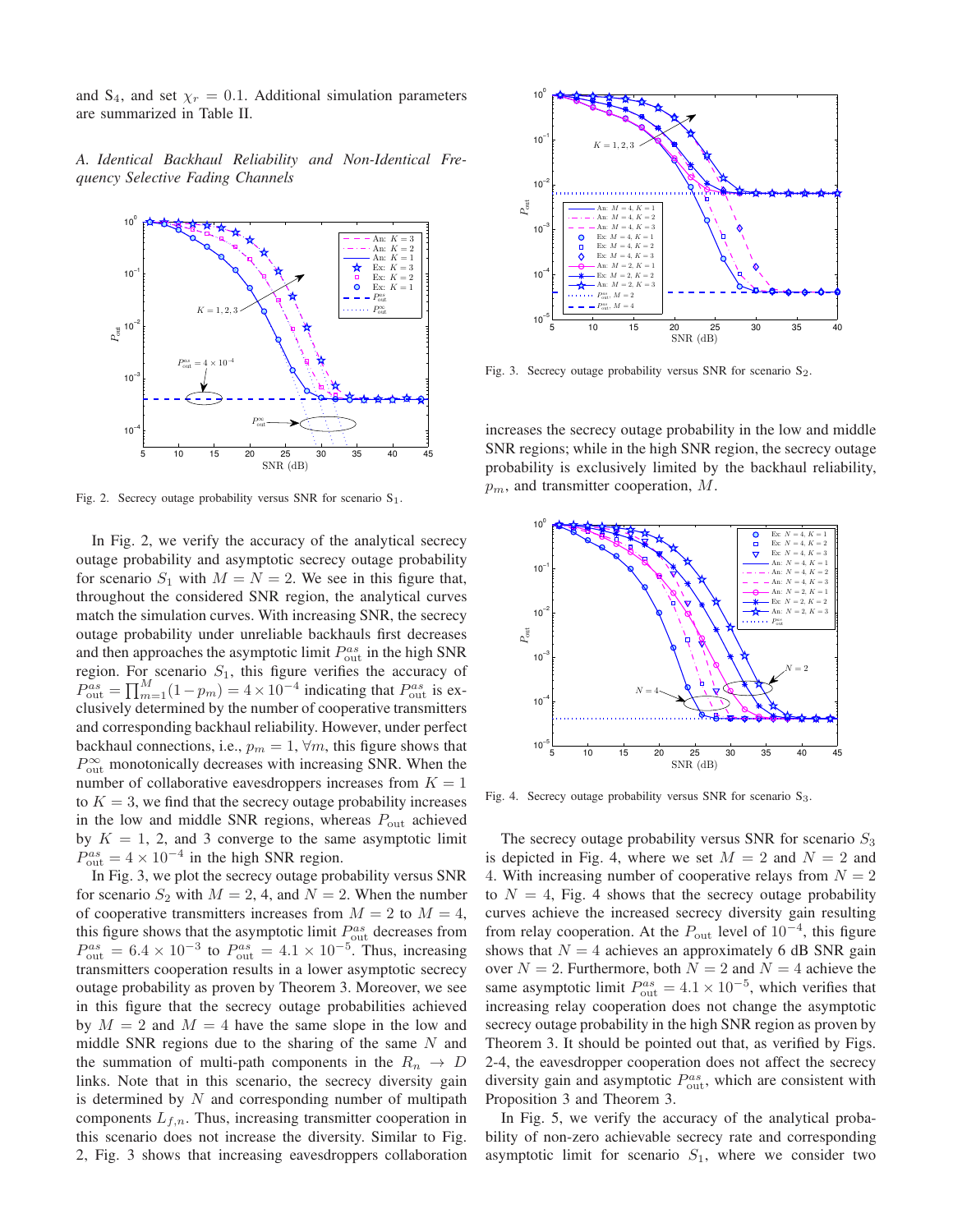and $S_4$, and set $\chi_r = 0.1$. Additional simulation parameters are summarized in Table II.

### A. Identical Backhaul Reliability and Non-Identical Frequency Selective Fading Channels

Fig. 2. Secrecy outage probability versus SNR for scenario $S_1$.

In Fig. 2, we verify the accuracy of the analytical secrecy outage probability and asymptotic secrecy outage probability for scenario $S_1$ with $M = N = 2$. We see in this figure that, throughout the considered SNR region, the analytical curves match the simulation curves. With increasing SNR, the secrecy outage probability under unreliable backhauls first decreases and then approaches the asymptotic limit $P_{\text{out}}^{as}$ in the high SNR region. For scenario $S_1$, this figure verifies the accuracy of $P_{\text{out}}^{as} = \prod_{m=1}^{M}(1-p_m) = 4 \times 10^{-4}$ indicating that $P_{\text{out}}^{as}$ is exclusively determined by the number of cooperative transmitters and corresponding backhaul reliability. However, under perfect backhaul connections, i.e., $p_m = 1, \forall m$, this figure shows that $P_{\text{out}}^{\infty}$ monotonically decreases with increasing SNR. When the number of collaborative eavesdroppers increases from $K = 1$ to $K = 3$, we find that the secrecy outage probability increases in the low and middle SNR regions, whereas $P_{\text{out}}$ achieved by $K = 1$, 2, and 3 converge to the same asymptotic limit $P_{\text{out}}^{as} = 4 \times 10^{-4}$ in the high SNR region.

In Fig. 3, we plot the secrecy outage probability versus SNR for scenario $S_2$ with $M = 2$, 4, and $N = 2$. When the number of cooperative transmitters increases from $M = 2$ to $M = 4$, this figure shows that the asymptotic limit $P_{\text{out}}^{as}$ decreases from $P_{\text{out}}^{as} = 6.4 \times 10^{-3}$ to $P_{\text{out}}^{as} = 4.1 \times 10^{-5}$. Thus, increasing transmitters cooperation results in a lower asymptotic secrecy outage probability as proven by Theorem 3. Moreover, we see in this figure that the secrecy outage probabilities achieved by $M = 2$ and $M = 4$ have the same slope in the low and middle SNR regions due to the sharing of the same $N$ and the summation of multi-path components in the $R_n \rightarrow D$ links. Note that in this scenario, the secrecy diversity gain is determined by $N$ and corresponding number of multipath components $L_{f,n}$. Thus, increasing transmitter cooperation in this scenario does not increase the diversity. Similar to Fig. 2, Fig. 3 shows that increasing eavesdroppers collaboration increases the secrecy outage probability in the low and middle SNR regions; while in the high SNR region, the secrecy outage probability is exclusively limited by the backhaul reliability, $p_m$, and transmitter cooperation, $M$.

Fig. 3. Secrecy outage probability versus SNR for scenario $S_2$.

Fig. 4. Secrecy outage probability versus SNR for scenario $S_3$.

The secrecy outage probability versus SNR for scenario $S_3$ is depicted in Fig. 4, where we set $M = 2$ and $N = 2$ and 4. With increasing number of cooperative relays from $N = 2$ to $N = 4$, Fig. 4 shows that the secrecy outage probability curves achieve the increased secrecy diversity gain resulting from relay cooperation. At the $P_{\text{out}}$ level of $10^{-4}$, this figure shows that $N = 4$ achieves an approximately 6 dB SNR gain over $N = 2$. Furthermore, both $N = 2$ and $N = 4$ achieve the same asymptotic limit $P_{\text{out}}^{as} = 4.1 \times 10^{-5}$, which verifies that increasing relay cooperation does not change the asymptotic secrecy outage probability in the high SNR region as proven by Theorem 3. It should be pointed out that, as verified by Figs. 2-4, the eavesdropper cooperation does not affect the secrecy diversity gain and asymptotic $P_{\text{out}}^{as}$, which are consistent with Proposition 3 and Theorem 3.

In Fig. 5, we verify the accuracy of the analytical probability of non-zero achievable secrecy rate and corresponding asymptotic limit for scenario $S_1$, where we consider two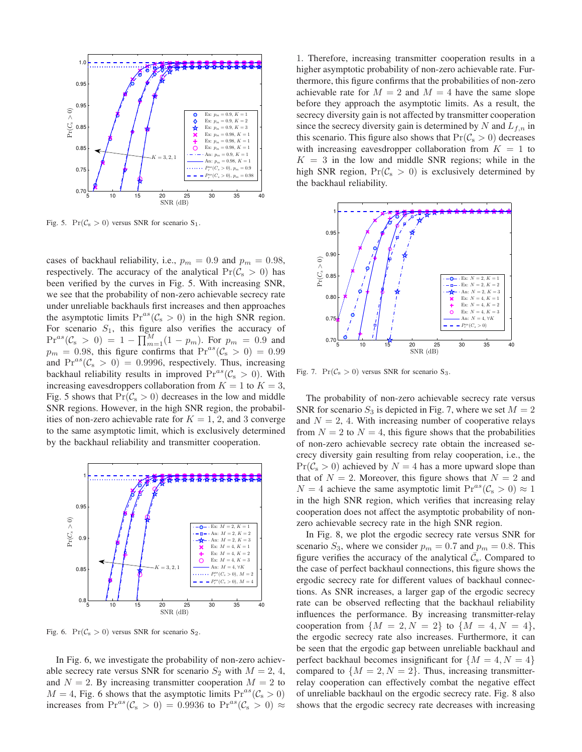Fig. 5. $\Pr(\mathcal{C}_\mathrm{s} > 0)$ versus SNR for scenario $\mathrm{S}_1$.

cases of backhaul reliability, i.e., $p_m = 0.9$ and $p_m = 0.98$, respectively. The accuracy of the analytical $\Pr(\mathcal{C}_\mathrm{s} > 0)$ has been verified by the curves in Fig. 5. With increasing SNR, we see that the probability of non-zero achievable secrecy rate under unreliable backhauls first increases and then approaches the asymptotic limits $\Pr^{as}(\mathcal{C}_\mathrm{s} > 0)$ in the high SNR region. For scenario $S_1$, this figure also verifies the accuracy of $\Pr^{as}(\mathcal{C}_\mathrm{s} > 0) = 1 - \prod_{m=1}^{M}(1 - p_m)$. For $p_m = 0.9$ and $p_m = 0.98$, this figure confirms that $\Pr^{as}(\mathcal{C}_\mathrm{s} > 0) = 0.99$ and $\Pr^{as}(\mathcal{C}_\mathrm{s} > 0) = 0.9996$, respectively. Thus, increasing backhaul reliability results in improved $\Pr^{as}(\mathcal{C}_\mathrm{s} > 0)$. With increasing eavesdroppers collaboration from $K = 1$ to $K = 3$, Fig. 5 shows that $\Pr(\mathcal{C}_\mathrm{s} > 0)$ decreases in the low and middle SNR regions. However, in the high SNR region, the probabilities of non-zero achievable rate for $K = 1$, 2, and 3 converge to the same asymptotic limit, which is exclusively determined by the backhaul reliability and transmitter cooperation.

Fig. 6. $\Pr(\mathcal{C}_\mathrm{s} > 0)$ versus SNR for scenario $\mathrm{S}_2$.

In Fig. 6, we investigate the probability of non-zero achievable secrecy rate versus SNR for scenario $S_2$ with $M = 2$, 4, and $N = 2$. By increasing transmitter cooperation $M = 2$ to $M = 4$, Fig. 6 shows that the asymptotic limits $\Pr^{as}(\mathcal{C}_\mathrm{s} > 0)$ increases from $\Pr^{as}(\mathcal{C}_\mathrm{s} > 0) = 0.9936$ to $\Pr^{as}(\mathcal{C}_\mathrm{s} > 0) \approx 1$. Therefore, increasing transmitter cooperation results in a higher asymptotic probability of non-zero achievable rate. Furthermore, this figure confirms that the probabilities of non-zero achievable rate for $M = 2$ and $M = 4$ have the same slope before they approach the asymptotic limits. As a result, the secrecy diversity gain is not affected by transmitter cooperation since the secrecy diversity gain is determined by $N$ and $L_{f,n}$ in this scenario. This figure also shows that $\Pr(\mathcal{C}_\mathrm{s} > 0)$ decreases with increasing eavesdropper collaboration from $K = 1$ to $K = 3$ in the low and middle SNR regions; while in the high SNR region, $\Pr(\mathcal{C}_\mathrm{s} > 0)$ is exclusively determined by the backhaul reliability.

Fig. 7. $\Pr(\mathcal{C}_\mathrm{s} > 0)$ versus SNR for scenario $\mathrm{S}_3$.

The probability of non-zero achievable secrecy rate versus SNR for scenario $S_3$ is depicted in Fig. 7, where we set $M = 2$ and $N = 2$, 4. With increasing number of cooperative relays from $N = 2$ to $N = 4$, this figure shows that the probabilities of non-zero achievable secrecy rate obtain the increased secrecy diversity gain resulting from relay cooperation, i.e., the $\Pr(\mathcal{C}_\mathrm{s} > 0)$ achieved by $N = 4$ has a more upward slope than that of $N = 2$. Moreover, this figure shows that $N = 2$ and $N = 4$ achieve the same asymptotic limit $\Pr^{as}(\mathcal{C}_\mathrm{s} > 0) \approx 1$ in the high SNR region, which verifies that increasing relay cooperation does not affect the asymptotic probability of non-zero achievable secrecy rate in the high SNR region.

In Fig. 8, we plot the ergodic secrecy rate versus SNR for scenario $S_3$, where we consider $p_m = 0.7$ and $p_m = 0.8$. This figure verifies the accuracy of the analytical $\bar{\mathcal{C}}_\mathrm{s}$. Compared to the case of perfect backhaul connections, this figure shows the ergodic secrecy rate for different values of backhaul connections. As SNR increases, a larger gap of the ergodic secrecy rate can be observed reflecting that the backhaul reliability influences the performance. By increasing transmitter-relay cooperation from $\{M = 2, N = 2\}$ to $\{M = 4, N = 4\}$, the ergodic secrecy rate also increases. Furthermore, it can be seen that the ergodic gap between unreliable backhaul and perfect backhaul becomes insignificant for $\{M = 4, N = 4\}$ compared to $\{M = 2, N = 2\}$. Thus, increasing transmitter-relay cooperation can effectively combat the negative effect of unreliable backhaul on the ergodic secrecy rate. Fig. 8 also shows that the ergodic secrecy rate decreases with increasing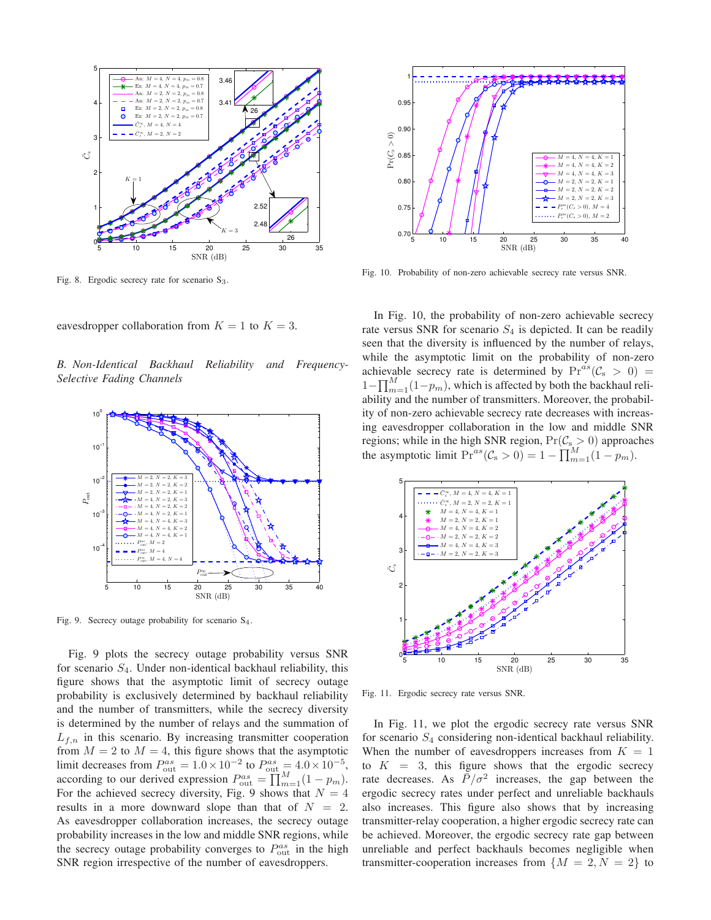Fig. 8. Ergodic secrecy rate for scenario $\mathrm{S}_3$.

eavesdropper collaboration from $K = 1$ to $K = 3$.

### *B. Non-Identical Backhaul Reliability and Frequency-Selective Fading Channels*

Fig. 9. Secrecy outage probability for scenario $S_4$.

Fig. 9 plots the secrecy outage probability versus SNR for scenario $S_4$. Under non-identical backhaul reliability, this figure shows that the asymptotic limit of secrecy outage probability is exclusively determined by backhaul reliability and the number of transmitters, while the secrecy diversity is determined by the number of relays and the summation of $L_{f,n}$ in this scenario. By increasing transmitter cooperation from $M = 2$ to $M = 4$, this figure shows that the asymptotic limit decreases from $P_{\text{out}}^{as} = 1.0 \times 10^{-2}$ to $P_{\text{out}}^{as} = 4.0 \times 10^{-5}$, according to our derived expression $P_{\text{out}}^{as} = \prod_{m=1}^{M}(1 - p_m)$. For the achieved secrecy diversity, Fig. 9 shows that $N = 4$ results in a more downward slope than that of $N = 2$. As eavesdropper collaboration increases, the secrecy outage probability increases in the low and middle SNR regions, while the secrecy outage probability converges to $P_{\text{out}}^{as}$ in the high SNR region irrespective of the number of eavesdroppers.

Fig. 10. Probability of non-zero achievable secrecy rate versus SNR.

In Fig. 10, the probability of non-zero achievable secrecy rate versus SNR for scenario $S_4$ is depicted. It can be readily seen that the diversity is influenced by the number of relays, while the asymptotic limit on the probability of non-zero achievable secrecy rate is determined by $\Pr^{as}(\mathcal{C}_s > 0) = 1 - \prod_{m=1}^{M}(1 - p_m)$, which is affected by both the backhaul reliability and the number of transmitters. Moreover, the probability of non-zero achievable secrecy rate decreases with increasing eavesdropper collaboration in the low and middle SNR regions; while in the high SNR region, $\Pr(\mathcal{C}_s > 0)$ approaches the asymptotic limit $\Pr^{as}(\mathcal{C}_s > 0) = 1 - \prod_{m=1}^{M}(1 - p_m)$.

Fig. 11. Ergodic secrecy rate versus SNR.

In Fig. 11, we plot the ergodic secrecy rate versus SNR for scenario $S_4$ considering non-identical backhaul reliability. When the number of eavesdroppers increases from $K = 1$ to $K = 3$, this figure shows that the ergodic secrecy rate decreases. As $\bar{P}/\sigma^2$ increases, the gap between the ergodic secrecy rates under perfect and unreliable backhauls also increases. This figure also shows that by increasing transmitter-relay cooperation, a higher ergodic secrecy rate can be achieved. Moreover, the ergodic secrecy rate gap between unreliable and perfect backhauls becomes negligible when transmitter-cooperation increases from $\{M = 2, N = 2\}$ to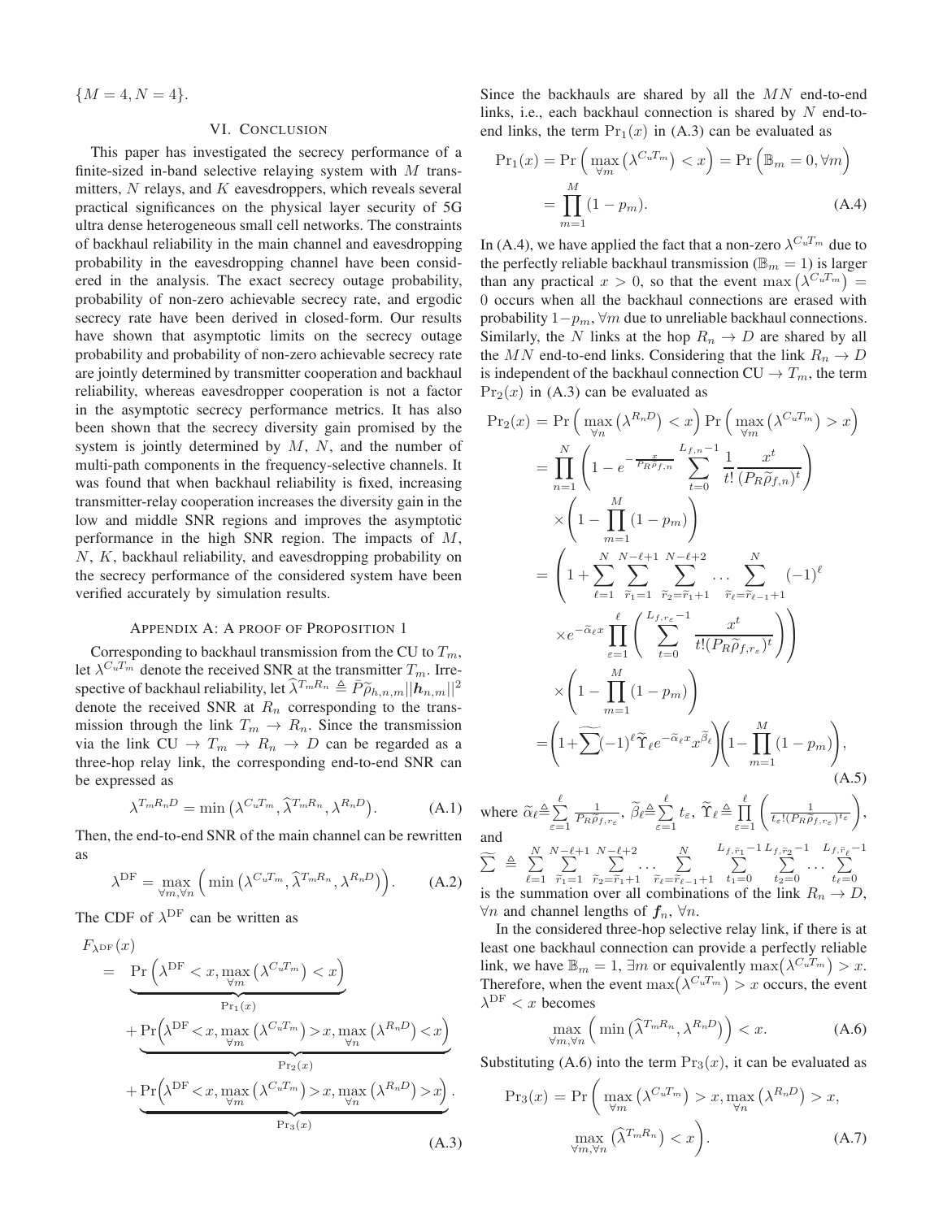$\{M = 4, N = 4\}$.

## VI. Conclusion

This paper has investigated the secrecy performance of a finite-sized in-band selective relaying system with $M$ transmitters, $N$ relays, and $K$ eavesdroppers, which reveals several practical significances on the physical layer security of 5G ultra dense heterogeneous small cell networks. The constraints of backhaul reliability in the main channel and eavesdropping probability in the eavesdropping channel have been considered in the analysis. The exact secrecy outage probability, probability of non-zero achievable secrecy rate, and ergodic secrecy rate have been derived in closed-form. Our results have shown that asymptotic limits on the secrecy outage probability and probability of non-zero achievable secrecy rate are jointly determined by transmitter cooperation and backhaul reliability, whereas eavesdropper cooperation is not a factor in the asymptotic secrecy performance metrics. It has also been shown that the secrecy diversity gain promised by the system is jointly determined by $M$, $N$, and the number of multi-path components in the frequency-selective channels. It was found that when backhaul reliability is fixed, increasing transmitter-relay cooperation increases the diversity gain in the low and middle SNR regions and improves the asymptotic performance in the high SNR region. The impacts of $M$, $N$, $K$, backhaul reliability, and eavesdropping probability on the secrecy performance of the considered system have been verified accurately by simulation results.

## Appendix A: A proof of Proposition 1

Corresponding to backhaul transmission from the CU to $T_m$, let $\lambda^{C_uT_m}$ denote the received SNR at the transmitter $T_m$. Irrespective of backhaul reliability, let $\widehat{\lambda}^{T_mR_n} \triangleq \bar{P}\widetilde{\rho}_{h,n,m}||\boldsymbol{h}_{n,m}||^2$ denote the received SNR at $R_n$ corresponding to the transmission through the link $T_m \to R_n$. Since the transmission via the link CU $\to T_m \to R_n \to D$ can be regarded as a three-hop relay link, the corresponding end-to-end SNR can be expressed as

$$\lambda^{T_mR_nD} = \min\left(\lambda^{C_uT_m}, \widehat{\lambda}^{T_mR_n}, \lambda^{R_nD}\right). \tag{A.1}$$

Then, the end-to-end SNR of the main channel can be rewritten as

$$\lambda^{\text{DF}} = \max_{\forall m, \forall n}\Big(\min\left(\lambda^{C_uT_m}, \widehat{\lambda}^{T_mR_n}, \lambda^{R_nD}\right)\Big). \tag{A.2}$$

The CDF of $\lambda^{\text{DF}}$ can be written as

$$\begin{aligned}
F_{\lambda^{\text{DF}}}(x) &= \underbrace{\Pr\Big(\lambda^{\text{DF}} < x, \max_{\forall m}\left(\lambda^{C_uT_m}\right) < x\Big)}_{\Pr_1(x)} \\
&+ \underbrace{\Pr\Big(\lambda^{\text{DF}} < x, \max_{\forall m}\left(\lambda^{C_uT_m}\right) > x, \max_{\forall n}\left(\lambda^{R_nD}\right) < x\Big)}_{\Pr_2(x)} \\
&+ \underbrace{\Pr\Big(\lambda^{\text{DF}} < x, \max_{\forall m}\left(\lambda^{C_uT_m}\right) > x, \max_{\forall n}\left(\lambda^{R_nD}\right) > x\Big)}_{\Pr_3(x)}.
\end{aligned} \tag{A.3}$$

Since the backhauls are shared by all the $MN$ end-to-end links, i.e., each backhaul connection is shared by $N$ end-to-end links, the term $\Pr_1(x)$ in (A.3) can be evaluated as

$$\begin{aligned}
\Pr_1(x) &= \Pr\Big(\max_{\forall m}\left(\lambda^{C_uT_m}\right) < x\Big) = \Pr\Big(\mathbb{B}_m = 0, \forall m\Big) \\
&= \prod_{m=1}^{M}(1 - p_m).
\end{aligned} \tag{A.4}$$

In (A.4), we have applied the fact that a non-zero $\lambda^{C_uT_m}$ due to the perfectly reliable backhaul transmission ($\mathbb{B}_m = 1$) is larger than any practical $x > 0$, so that the event $\max\left(\lambda^{C_uT_m}\right) = 0$ occurs when all the backhaul connections are erased with probability $1 - p_m, \forall m$ due to unreliable backhaul connections. Similarly, the $N$ links at the hop $R_n \to D$ are shared by all the $MN$ end-to-end links. Considering that the link $R_n \to D$ is independent of the backhaul connection CU $\to T_m$, the term $\Pr_2(x)$ in (A.3) can be evaluated as

$$\begin{aligned}
\Pr_2(x) &= \Pr\Big(\max_{\forall n}\left(\lambda^{R_nD}\right) < x\Big)\Pr\Big(\max_{\forall m}\left(\lambda^{C_uT_m}\right) > x\Big) \\
&= \prod_{n=1}^{N}\left(1 - e^{-\frac{x}{P_R\widetilde{\rho}_{f,n}}}\sum_{t=0}^{L_{f,n}-1}\frac{1}{t!}\frac{x^t}{(P_R\widetilde{\rho}_{f,n})^t}\right) \\
&\quad\times\left(1 - \prod_{m=1}^{M}(1 - p_m)\right) \\
&= \left(1 + \sum_{\ell=1}^{N}\sum_{\widetilde{r}_1=1}^{N-\ell+1}\sum_{\widetilde{r}_2=\widetilde{r}_1+1}^{N-\ell+2}\cdots\sum_{\widetilde{r}_\ell=\widetilde{r}_{\ell-1}+1}^{N}(-1)^\ell\right. \\
&\quad\left.\times e^{-\widetilde{\alpha}_\ell x}\prod_{\varepsilon=1}^{\ell}\left(\sum_{t=0}^{L_{f,r_\varepsilon}-1}\frac{x^t}{t!(P_R\widetilde{\rho}_{f,r_\varepsilon})^t}\right)\right) \\
&\quad\times\left(1 - \prod_{m=1}^{M}(1 - p_m)\right) \\
&= \left(1 + \widetilde{\sum}(-1)^\ell\widetilde{\Upsilon}_\ell e^{-\widetilde{\alpha}_\ell x}x^{\widetilde{\beta}_\ell}\right)\left(1 - \prod_{m=1}^{M}(1 - p_m)\right),
\end{aligned} \tag{A.5}$$

where $\widetilde{\alpha}_\ell \triangleq \sum_{\varepsilon=1}^{\ell}\frac{1}{P_R\widetilde{\rho}_{f,r_\varepsilon}}$, $\widetilde{\beta}_\ell \triangleq \sum_{\varepsilon=1}^{\ell}t_\varepsilon$, $\widetilde{\Upsilon}_\ell \triangleq \prod_{\varepsilon=1}^{\ell}\left(\frac{1}{t_\varepsilon!(P_R\widetilde{\rho}_{f,r_\varepsilon})^{t_\varepsilon}}\right)$, and

$\widetilde{\sum} \triangleq \sum_{\ell=1}^{N}\sum_{\widetilde{r}_1=1}^{N-\ell+1}\sum_{\widetilde{r}_2=\widetilde{r}_1+1}^{N-\ell+2}\cdots\sum_{\widetilde{r}_\ell=\widetilde{r}_{\ell-1}+1}^{N}\sum_{t_1=0}^{L_{f,\widetilde{r}_1}-1}\sum_{t_2=0}^{L_{f,\widetilde{r}_2}-1}\cdots\sum_{t_\ell=0}^{L_{f,\widetilde{r}_\ell}-1}$ is the summation over all combinations of the link $R_n \to D$, $\forall n$ and channel lengths of $\boldsymbol{f}_n$, $\forall n$.

In the considered three-hop selective relay link, if there is at least one backhaul connection can provide a perfectly reliable link, we have $\mathbb{B}_m = 1, \exists m$ or equivalently $\max\left(\lambda^{C_uT_m}\right) > x$. Therefore, when the event $\max\left(\lambda^{C_uT_m}\right) > x$ occurs, the event $\lambda^{\text{DF}} < x$ becomes

$$\max_{\forall m, \forall n}\Big(\min\left(\widehat{\lambda}^{T_mR_n}, \lambda^{R_nD}\right)\Big) < x. \tag{A.6}$$

Substituting (A.6) into the term $\Pr_3(x)$, it can be evaluated as

$$\begin{aligned}
\Pr_3(x) = \Pr\bigg(&\max_{\forall m}\left(\lambda^{C_uT_m}\right) > x, \max_{\forall n}\left(\lambda^{R_nD}\right) > x, \\
&\max_{\forall m, \forall n}\left(\widehat{\lambda}^{T_mR_n}\right) < x\bigg).
\end{aligned} \tag{A.7}$$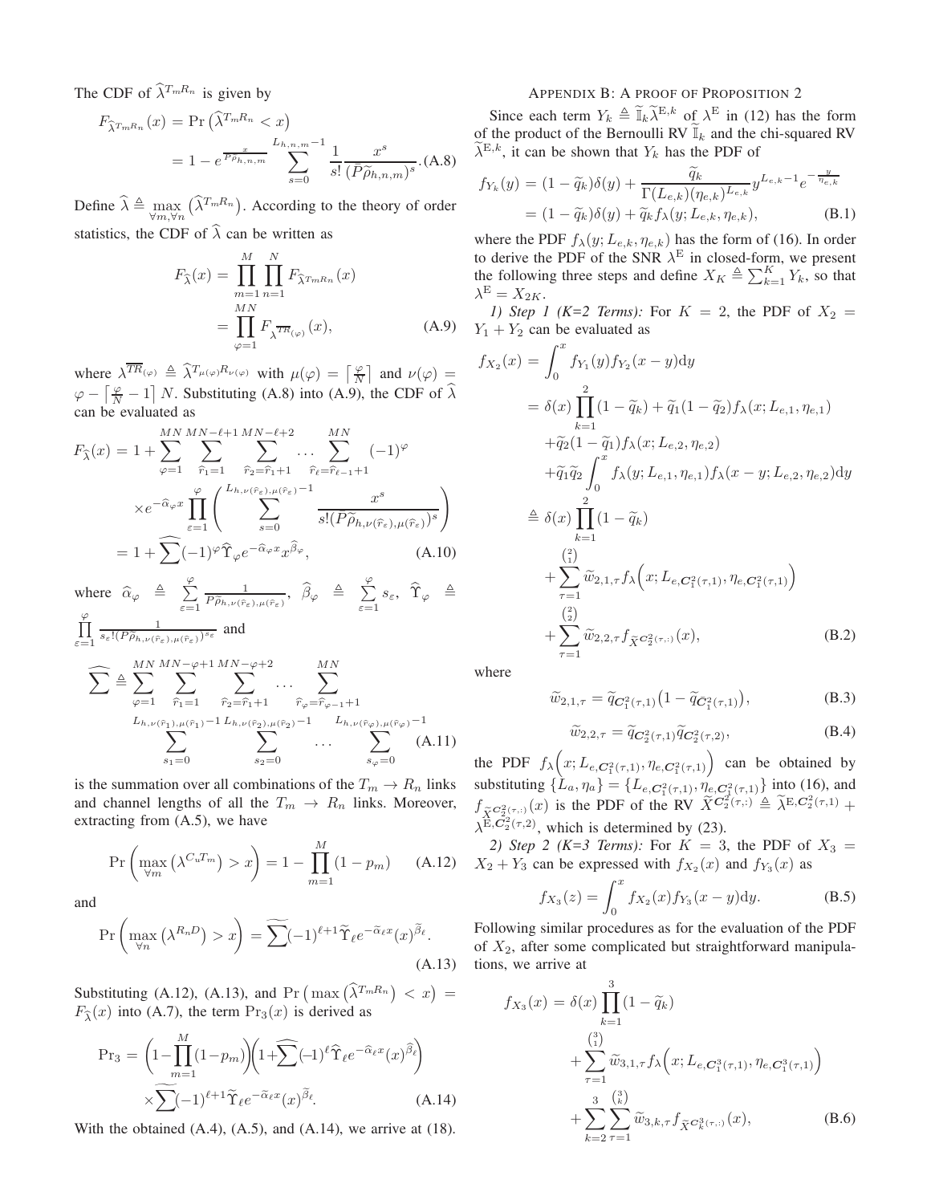The CDF of $\widehat{\lambda}^{T_m R_n}$ is given by

$$
\begin{aligned}
F_{\widehat{\lambda}^{T_m R_n}}(x) &= \Pr\left(\widehat{\lambda}^{T_m R_n} < x\right) \\
&= 1 - e^{\frac{x}{P\widetilde{\rho}_{h,n,m}}} \sum_{s=0}^{L_{h,n,m}-1} \frac{1}{s!} \frac{x^s}{(P\widetilde{\rho}_{h,n,m})^s}. \quad \text{(A.8)}
\end{aligned}
$$

Define $\widehat{\lambda} \triangleq \max_{\forall m, \forall n} \left(\widehat{\lambda}^{T_m R_n}\right)$. According to the theory of order statistics, the CDF of $\widehat{\lambda}$ can be written as

$$
\begin{aligned}
F_{\widehat{\lambda}}(x) &= \prod_{m=1}^{M} \prod_{n=1}^{N} F_{\widehat{\lambda}^{T_m R_n}}(x) \\
&= \prod_{\varphi=1}^{MN} F_{\lambda^{\overline{TR}_{(\varphi)}}}(x), \quad \text{(A.9)}
\end{aligned}
$$

where $\lambda^{\overline{TR}_{(\varphi)}} \triangleq \widehat{\lambda}^{T_{\mu(\varphi)} R_{\nu(\varphi)}}$ with $\mu(\varphi) = \left\lceil \frac{\varphi}{N} \right\rceil$ and $\nu(\varphi) = \varphi - \left\lceil \frac{\varphi}{N} - 1 \right\rceil N$. Substituting (A.8) into (A.9), the CDF of $\widehat{\lambda}$ can be evaluated as

$$
\begin{aligned}
F_{\widehat{\lambda}}(x) &= 1 + \sum_{\varphi=1}^{MN} \sum_{\widehat{r}_1=1}^{MN-\ell+1} \sum_{\widehat{r}_2=\widehat{r}_1+1}^{MN-\ell+2} \cdots \sum_{\widehat{r}_\ell=\widehat{r}_{\ell-1}+1}^{MN} (-1)^{\varphi} \\
&\quad \times e^{-\widehat{\alpha}_\varphi x} \prod_{\varepsilon=1}^{\varphi} \left( \sum_{s=0}^{L_{h,\nu(\widehat{r}_\varepsilon),\mu(\widehat{r}_\varepsilon)}-1} \frac{x^s}{s!(P\widetilde{\rho}_{h,\nu(\widehat{r}_\varepsilon),\mu(\widehat{r}_\varepsilon)})^s} \right) \\
&= 1 + \widehat{\sum} (-1)^{\varphi} \widehat{\Upsilon}_\varphi e^{-\widehat{\alpha}_\varphi x} x^{\widehat{\beta}_\varphi}, \quad \text{(A.10)}
\end{aligned}
$$

where $\widehat{\alpha}_\varphi \triangleq \sum_{\varepsilon=1}^{\varphi} \frac{1}{P\widetilde{\rho}_{h,\nu(\widehat{r}_\varepsilon),\mu(\widehat{r}_\varepsilon)}}$, $\widehat{\beta}_\varphi \triangleq \sum_{\varepsilon=1}^{\varphi} s_\varepsilon$, $\widehat{\Upsilon}_\varphi \triangleq \prod_{\varepsilon=1}^{\varphi} \frac{1}{s_\varepsilon!(P\widetilde{\rho}_{h,\nu(\widehat{r}_\varepsilon),\mu(\widehat{r}_\varepsilon)})^{s_\varepsilon}}$ and

$$
\begin{aligned}
\widehat{\sum} &\triangleq \sum_{\varphi=1}^{MN} \sum_{\widehat{r}_1=1}^{MN-\varphi+1} \sum_{\widehat{r}_2=\widehat{r}_1+1}^{MN-\varphi+2} \cdots \sum_{\widehat{r}_\varphi=\widehat{r}_{\varphi-1}+1}^{MN} \\
&\quad \sum_{s_1=0}^{L_{h,\nu(\widehat{r}_1),\mu(\widehat{r}_1)}-1} \sum_{s_2=0}^{L_{h,\nu(\widehat{r}_2),\mu(\widehat{r}_2)}-1} \cdots \sum_{s_\varphi=0}^{L_{h,\nu(\widehat{r}_\varphi),\mu(\widehat{r}_\varphi)}-1} \quad \text{(A.11)}
\end{aligned}
$$

is the summation over all combinations of the $T_m \to R_n$ links and channel lengths of all the $T_m \to R_n$ links. Moreover, extracting from (A.5), we have

$$
\Pr\left(\max_{\forall m}\left(\lambda^{C_u T_m}\right) > x\right) = 1 - \prod_{m=1}^{M}(1-p_m) \quad \text{(A.12)}
$$

and

$$
\Pr\left(\max_{\forall n}\left(\lambda^{R_n D}\right) > x\right) = \widetilde{\sum}(-1)^{\ell+1} \widetilde{\Upsilon}_\ell e^{-\widetilde{\alpha}_\ell x} (x)^{\widetilde{\beta}_\ell}. \quad \text{(A.13)}
$$

Substituting (A.12), (A.13), and $\Pr\left(\max\left(\widehat{\lambda}^{T_m R_n}\right) < x\right) = F_{\widehat{\lambda}}(x)$ into (A.7), the term $\Pr_3(x)$ is derived as

$$
\begin{aligned}
\Pr_3 &= \left(1 - \prod_{m=1}^{M}(1-p_m)\right)\left(1 + \widehat{\sum}(-1)^{\ell} \widehat{\Upsilon}_\ell e^{-\widehat{\alpha}_\ell x} (x)^{\widehat{\beta}_\ell}\right) \\
&\quad \times \widetilde{\sum}(-1)^{\ell+1} \widetilde{\Upsilon}_\ell e^{-\widetilde{\alpha}_\ell x} (x)^{\widetilde{\beta}_\ell}. \quad \text{(A.14)}
\end{aligned}
$$

With the obtained (A.4), (A.5), and (A.14), we arrive at (18).

## APPENDIX B: A PROOF OF PROPOSITION 2

Since each term $Y_k \triangleq \widetilde{\mathbb{I}}_k \widetilde{\lambda}^{\mathrm{E},k}$ of $\lambda^{\mathrm{E}}$ in (12) has the form of the product of the Bernoulli RV $\widetilde{\mathbb{I}}_k$ and the chi-squared RV $\widetilde{\lambda}^{\mathrm{E},k}$, it can be shown that $Y_k$ has the PDF of

$$
\begin{aligned}
f_{Y_k}(y) &= (1-\widetilde{q}_k)\delta(y) + \frac{\widetilde{q}_k}{\Gamma(L_{e,k})(\eta_{e,k})^{L_{e,k}}} y^{L_{e,k}-1} e^{-\frac{y}{\eta_{e,k}}} \\
&= (1-\widetilde{q}_k)\delta(y) + \widetilde{q}_k f_\lambda(y; L_{e,k}, \eta_{e,k}), \quad \text{(B.1)}
\end{aligned}
$$

where the PDF $f_\lambda(y; L_{e,k}, \eta_{e,k})$ has the form of (16). In order to derive the PDF of the SNR $\lambda^{\mathrm{E}}$ in closed-form, we present the following three steps and define $X_K \triangleq \sum_{k=1}^{K} Y_k$, so that $\lambda^{\mathrm{E}} = X_{2K}$.

*1) Step 1 (K=2 Terms):* For $K = 2$, the PDF of $X_2 = Y_1 + Y_2$ can be evaluated as

$$
\begin{aligned}
f_{X_2}(x) &= \int_0^x f_{Y_1}(y) f_{Y_2}(x-y)\mathrm{d}y \\
&= \delta(x)\prod_{k=1}^{2}(1-\widetilde{q}_k) + \widetilde{q}_1(1-\widetilde{q}_2) f_\lambda(x; L_{e,1}, \eta_{e,1}) \\
&\quad + \widetilde{q}_2(1-\widetilde{q}_1) f_\lambda(x; L_{e,2}, \eta_{e,2}) \\
&\quad + \widetilde{q}_1\widetilde{q}_2 \int_0^x f_\lambda(y; L_{e,1}, \eta_{e,1}) f_\lambda(x-y; L_{e,2}, \eta_{e,2})\mathrm{d}y \\
&\triangleq \delta(x)\prod_{k=1}^{2}(1-\widetilde{q}_k) \\
&\quad + \sum_{\tau=1}^{\binom{2}{1}} \widetilde{w}_{2,1,\tau} f_\lambda\Big(x; L_{e,\boldsymbol{C}_1^2(\tau,1)}, \eta_{e,\boldsymbol{C}_1^2(\tau,1)}\Big) \\
&\quad + \sum_{\tau=1}^{\binom{2}{2}} \widetilde{w}_{2,2,\tau} f_{\widetilde{X}^{\boldsymbol{C}_2^2(\tau,:)}}(x), \quad \text{(B.2)}
\end{aligned}
$$

where

$$
\widetilde{w}_{2,1,\tau} = \widetilde{q}_{\boldsymbol{C}_1^2(\tau,1)}\big(1-\widetilde{q}_{\bar{\boldsymbol{C}}_1^2(\tau,1)}\big), \quad \text{(B.3)}
$$

$$
\widetilde{w}_{2,2,\tau} = \widetilde{q}_{\boldsymbol{C}_2^2(\tau,1)}\widetilde{q}_{\boldsymbol{C}_2^2(\tau,2)}, \quad \text{(B.4)}
$$

the PDF $f_\lambda\Big(x; L_{e,\boldsymbol{C}_1^2(\tau,1)}, \eta_{e,\boldsymbol{C}_1^2(\tau,1)}\Big)$ can be obtained by substituting $\{L_a, \eta_a\} = \{L_{e,\boldsymbol{C}_1^2(\tau,1)}, \eta_{e,\boldsymbol{C}_1^2(\tau,1)}\}$ into (16), and $f_{\widetilde{X}^{\boldsymbol{C}_2^2(\tau,:)}}(x)$ is the PDF of the RV $\widetilde{X}^{\boldsymbol{C}_2^2(\tau,:)} \triangleq \widetilde{\lambda}^{\mathrm{E},\boldsymbol{C}_2^2(\tau,1)} + \widetilde{\lambda}^{\mathrm{E},\boldsymbol{C}_2^2(\tau,2)}$, which is determined by (23).

*2) Step 2 (K=3 Terms):* For $K = 3$, the PDF of $X_3 = X_2 + Y_3$ can be expressed with $f_{X_2}(x)$ and $f_{Y_3}(x)$ as

$$
f_{X_3}(z) = \int_0^x f_{X_2}(x) f_{Y_3}(x-y)\mathrm{d}y. \quad \text{(B.5)}
$$

Following similar procedures as for the evaluation of the PDF of $X_2$, after some complicated but straightforward manipulations, we arrive at

$$
\begin{aligned}
f_{X_3}(x) &= \delta(x)\prod_{k=1}^{3}(1-\widetilde{q}_k) \\
&\quad + \sum_{\tau=1}^{\binom{3}{1}} \widetilde{w}_{3,1,\tau} f_\lambda\Big(x; L_{e,\boldsymbol{C}_1^3(\tau,1)}, \eta_{e,\boldsymbol{C}_1^3(\tau,1)}\Big) \\
&\quad + \sum_{k=2}^{3}\sum_{\tau=1}^{\binom{3}{k}} \widetilde{w}_{3,k,\tau} f_{\widetilde{X}^{\boldsymbol{C}_k^3(\tau,:)}}(x), \quad \text{(B.6)}
\end{aligned}
$$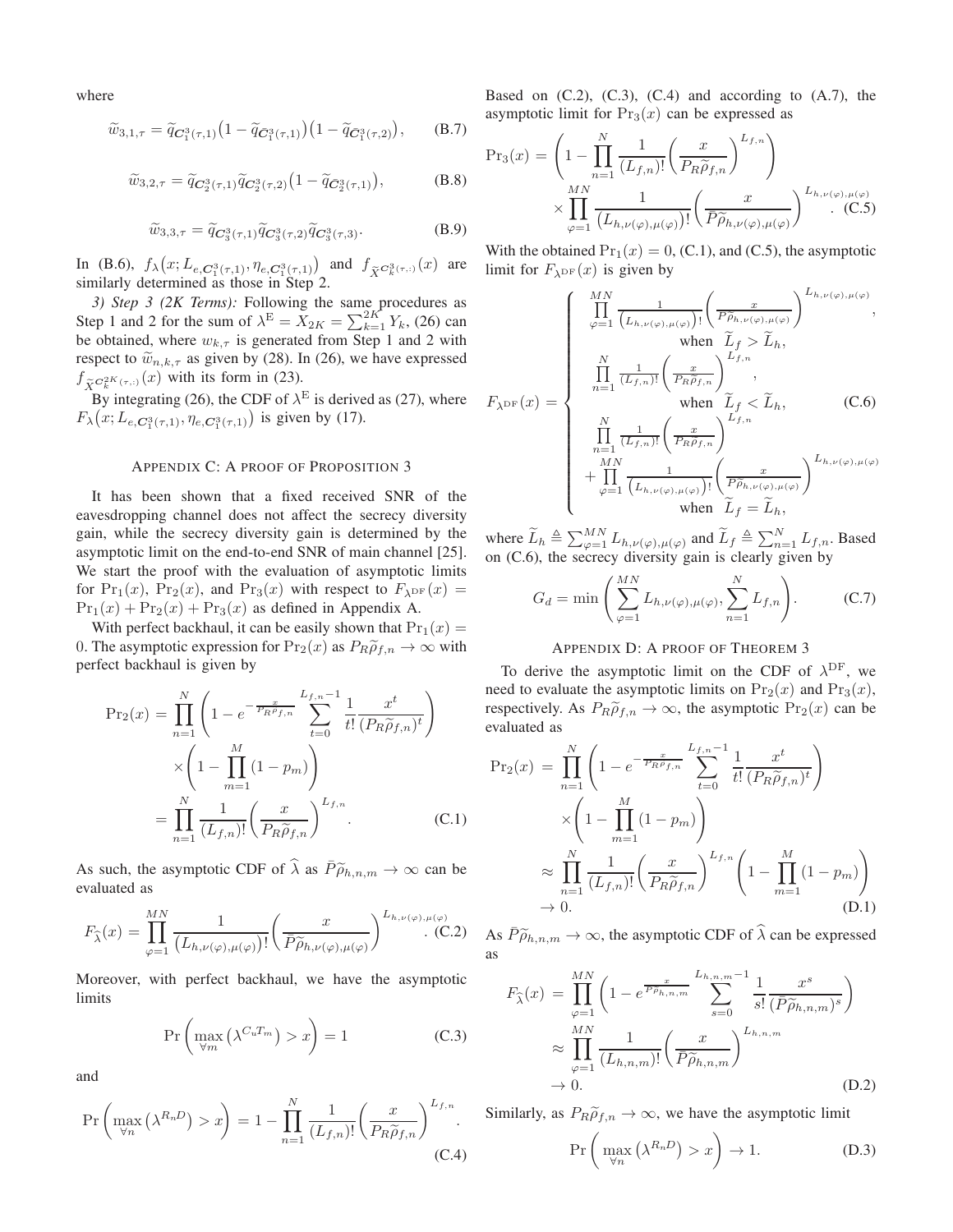where

$$\widetilde{w}_{3,1,\tau} = \widetilde{q}_{\boldsymbol{C}_1^3(\tau,1)}\big(1-\widetilde{q}_{\bar{\boldsymbol{C}}_1^3(\tau,1)}\big)\big(1-\widetilde{q}_{\bar{\boldsymbol{C}}_1^3(\tau,2)}\big), \tag{B.7}$$

$$\widetilde{w}_{3,2,\tau} = \widetilde{q}_{\boldsymbol{C}_2^3(\tau,1)}\widetilde{q}_{\boldsymbol{C}_2^3(\tau,2)}\big(1-\widetilde{q}_{\bar{\boldsymbol{C}}_2^3(\tau,1)}\big), \tag{B.8}$$

$$\widetilde{w}_{3,3,\tau} = \widetilde{q}_{\boldsymbol{C}_3^3(\tau,1)}\widetilde{q}_{\boldsymbol{C}_3^3(\tau,2)}\widetilde{q}_{\boldsymbol{C}_3^3(\tau,3)}. \tag{B.9}$$

In (B.6), $f_\lambda\big(x; L_{e,\boldsymbol{C}_1^3(\tau,1)}, \eta_{e,\boldsymbol{C}_1^3(\tau,1)}\big)$ and $f_{\widetilde{X}^{\boldsymbol{C}_k^3(\tau,:)}}(x)$ are similarly determined as those in Step 2.

*3) Step 3 (2K Terms):* Following the same procedures as Step 1 and 2 for the sum of $\lambda^{\mathrm{E}} = X_{2K} = \sum_{k=1}^{2K} Y_k$, (26) can be obtained, where $w_{k,\tau}$ is generated from Step 1 and 2 with respect to $\widetilde{w}_{n,k,\tau}$ as given by (28). In (26), we have expressed $f_{\widetilde{X}^{\boldsymbol{C}_k^{2K}(\tau,:)}}(x)$ with its form in (23).

By integrating (26), the CDF of $\lambda^{\mathrm{E}}$ is derived as (27), where $F_\lambda\big(x; L_{e,\boldsymbol{C}_1^3(\tau,1)}, \eta_{e,\boldsymbol{C}_1^3(\tau,1)}\big)$ is given by (17).

## Appendix C: A proof of Proposition 3

It has been shown that a fixed received SNR of the eavesdropping channel does not affect the secrecy diversity gain, while the secrecy diversity gain is determined by the asymptotic limit on the end-to-end SNR of main channel [25]. We start the proof with the evaluation of asymptotic limits for $\Pr_1(x)$, $\Pr_2(x)$, and $\Pr_3(x)$ with respect to $F_{\lambda^{\mathrm{DF}}}(x) = \Pr_1(x) + \Pr_2(x) + \Pr_3(x)$ as defined in Appendix A.

With perfect backhaul, it can be easily shown that $\Pr_1(x) = 0$. The asymptotic expression for $\Pr_2(x)$ as $P_R\widetilde{\rho}_{f,n} \to \infty$ with perfect backhaul is given by

$$\begin{aligned}\Pr_2(x) &= \prod_{n=1}^{N}\left(1 - e^{-\frac{x}{P_R\widetilde{\rho}_{f,n}}}\sum_{t=0}^{L_{f,n}-1}\frac{1}{t!}\frac{x^t}{(P_R\widetilde{\rho}_{f,n})^t}\right)\\ &\quad\times\left(1-\prod_{m=1}^{M}(1-p_m)\right)\\ &= \prod_{n=1}^{N}\frac{1}{(L_{f,n})!}\left(\frac{x}{P_R\widetilde{\rho}_{f,n}}\right)^{L_{f,n}}.\end{aligned} \tag{C.1}$$

As such, the asymptotic CDF of $\widehat{\lambda}$ as $\bar{P}\widetilde{\rho}_{h,n,m} \to \infty$ can be evaluated as

$$F_{\widehat{\lambda}}(x) = \prod_{\varphi=1}^{MN}\frac{1}{\big(L_{h,\nu(\varphi),\mu(\varphi)}\big)!}\left(\frac{x}{\bar{P}\widetilde{\rho}_{h,\nu(\varphi),\mu(\varphi)}}\right)^{L_{h,\nu(\varphi),\mu(\varphi)}}. \tag{C.2}$$

Moreover, with perfect backhaul, we have the asymptotic limits

$$\Pr\left(\max_{\forall m}\big(\lambda^{C_uT_m}\big) > x\right) = 1 \tag{C.3}$$

and

$$\Pr\left(\max_{\forall n}\big(\lambda^{R_nD}\big) > x\right) = 1 - \prod_{n=1}^{N}\frac{1}{(L_{f,n})!}\left(\frac{x}{P_R\widetilde{\rho}_{f,n}}\right)^{L_{f,n}}. \tag{C.4}$$

Based on (C.2), (C.3), (C.4) and according to (A.7), the asymptotic limit for $\Pr_3(x)$ can be expressed as

$$\begin{aligned}\Pr_3(x) &= \left(1 - \prod_{n=1}^{N}\frac{1}{(L_{f,n})!}\left(\frac{x}{P_R\widetilde{\rho}_{f,n}}\right)^{L_{f,n}}\right)\\ &\quad\times\prod_{\varphi=1}^{MN}\frac{1}{\big(L_{h,\nu(\varphi),\mu(\varphi)}\big)!}\left(\frac{x}{\bar{P}\widetilde{\rho}_{h,\nu(\varphi),\mu(\varphi)}}\right)^{L_{h,\nu(\varphi),\mu(\varphi)}}.\end{aligned} \tag{C.5}$$

With the obtained $\Pr_1(x) = 0$, (C.1), and (C.5), the asymptotic limit for $F_{\lambda^{\mathrm{DF}}}(x)$ is given by

$$F_{\lambda^{\mathrm{DF}}}(x) = \begin{cases} \prod\limits_{\varphi=1}^{MN}\frac{1}{\big(L_{h,\nu(\varphi),\mu(\varphi)}\big)!}\left(\frac{x}{\bar{P}\widetilde{\rho}_{h,\nu(\varphi),\mu(\varphi)}}\right)^{L_{h,\nu(\varphi),\mu(\varphi)}}, \\ \qquad \text{when } \widetilde{L}_f > \widetilde{L}_h, \\ \prod\limits_{n=1}^{N}\frac{1}{(L_{f,n})!}\left(\frac{x}{P_R\widetilde{\rho}_{f,n}}\right)^{L_{f,n}}, \\ \qquad \text{when } \widetilde{L}_f < \widetilde{L}_h, \\ \prod\limits_{n=1}^{N}\frac{1}{(L_{f,n})!}\left(\frac{x}{P_R\widetilde{\rho}_{f,n}}\right)^{L_{f,n}} \\ \quad + \prod\limits_{\varphi=1}^{MN}\frac{1}{\big(L_{h,\nu(\varphi),\mu(\varphi)}\big)!}\left(\frac{x}{\bar{P}\widetilde{\rho}_{h,\nu(\varphi),\mu(\varphi)}}\right)^{L_{h,\nu(\varphi),\mu(\varphi)}} \\ \qquad \text{when } \widetilde{L}_f = \widetilde{L}_h, \end{cases} \tag{C.6}$$

where $\widetilde{L}_h \triangleq \sum_{\varphi=1}^{MN} L_{h,\nu(\varphi),\mu(\varphi)}$ and $\widetilde{L}_f \triangleq \sum_{n=1}^{N} L_{f,n}$. Based on (C.6), the secrecy diversity gain is clearly given by

$$G_d = \min\left(\sum_{\varphi=1}^{MN} L_{h,\nu(\varphi),\mu(\varphi)}, \sum_{n=1}^{N} L_{f,n}\right). \tag{C.7}$$

## Appendix D: A proof of Theorem 3

To derive the asymptotic limit on the CDF of $\lambda^{\mathrm{DF}}$, we need to evaluate the asymptotic limits on $\Pr_2(x)$ and $\Pr_3(x)$, respectively. As $P_R\widetilde{\rho}_{f,n} \to \infty$, the asymptotic $\Pr_2(x)$ can be evaluated as

$$\begin{aligned}\Pr_2(x) &= \prod_{n=1}^{N}\left(1 - e^{-\frac{x}{P_R\widetilde{\rho}_{f,n}}}\sum_{t=0}^{L_{f,n}-1}\frac{1}{t!}\frac{x^t}{(P_R\widetilde{\rho}_{f,n})^t}\right)\\ &\quad\times\left(1-\prod_{m=1}^{M}(1-p_m)\right)\\ &\approx \prod_{n=1}^{N}\frac{1}{(L_{f,n})!}\left(\frac{x}{P_R\widetilde{\rho}_{f,n}}\right)^{L_{f,n}}\left(1-\prod_{m=1}^{M}(1-p_m)\right)\\ &\to 0.\end{aligned} \tag{D.1}$$

As $\bar{P}\widetilde{\rho}_{h,n,m} \to \infty$, the asymptotic CDF of $\widehat{\lambda}$ can be expressed as

$$\begin{aligned}F_{\widehat{\lambda}}(x) &= \prod_{\varphi=1}^{MN}\left(1 - e^{\frac{x}{\bar{P}\widetilde{\rho}_{h,n,m}}}\sum_{s=0}^{L_{h,n,m}-1}\frac{1}{s!}\frac{x^s}{(\bar{P}\widetilde{\rho}_{h,n,m})^s}\right)\\ &\approx \prod_{\varphi=1}^{MN}\frac{1}{(L_{h,n,m})!}\left(\frac{x}{\bar{P}\widetilde{\rho}_{h,n,m}}\right)^{L_{h,n,m}}\\ &\to 0.\end{aligned} \tag{D.2}$$

Similarly, as $P_R\widetilde{\rho}_{f,n} \to \infty$, we have the asymptotic limit

$$\Pr\left(\max_{\forall n}\big(\lambda^{R_nD}\big) > x\right) \to 1. \tag{D.3}$$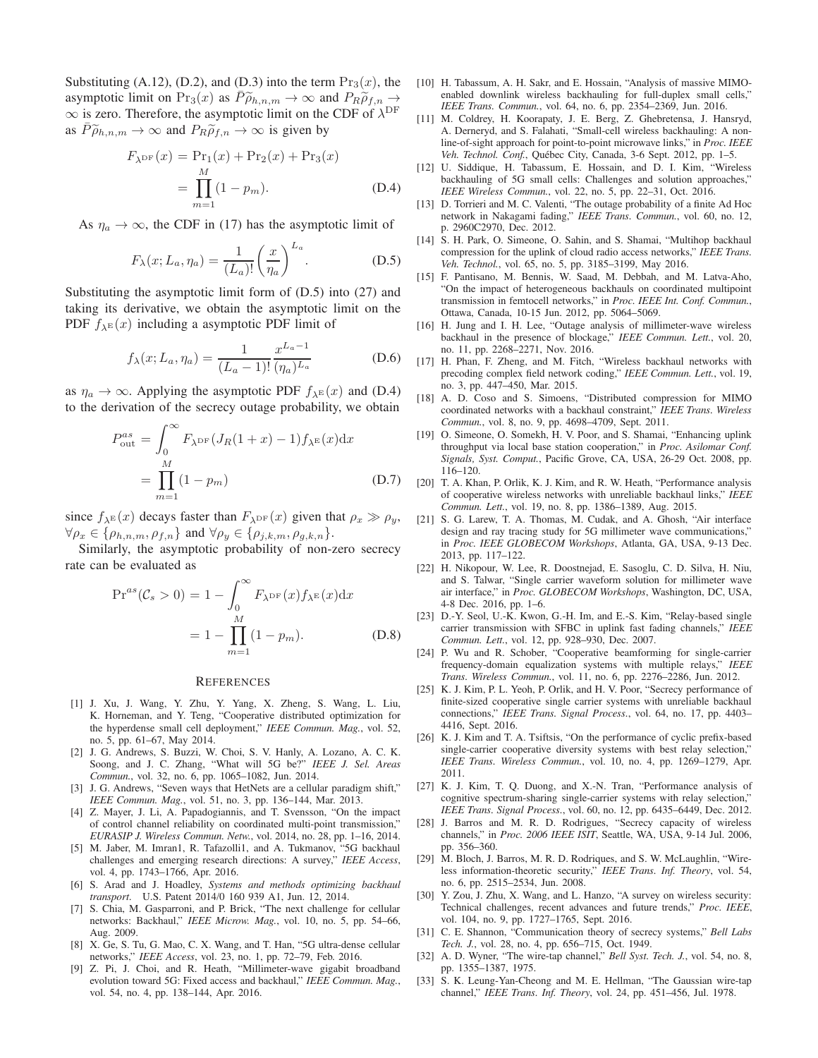Substituting (A.12), (D.2), and (D.3) into the term $\Pr_3(x)$, the asymptotic limit on $\Pr_3(x)$ as $\bar{P}\widetilde{\rho}_{h,n,m} \to \infty$ and $P_R\widetilde{\rho}_{f,n} \to \infty$ is zero. Therefore, the asymptotic limit on the CDF of $\lambda^{\rm DF}$ as $\bar{P}\widetilde{\rho}_{h,n,m} \to \infty$ and $P_R\widetilde{\rho}_{f,n} \to \infty$ is given by

$$F_{\lambda^{\rm DF}}(x) = \Pr_1(x) + \Pr_2(x) + \Pr_3(x) = \prod_{m=1}^{M}(1-p_m). \tag{D.4}$$

As $\eta_a \to \infty$, the CDF in (17) has the asymptotic limit of

$$F_\lambda(x; L_a, \eta_a) = \frac{1}{(L_a)!}\left(\frac{x}{\eta_a}\right)^{L_a}. \tag{D.5}$$

Substituting the asymptotic limit form of (D.5) into (27) and taking its derivative, we obtain the asymptotic limit on the PDF $f_{\lambda^{\rm E}}(x)$ including a asymptotic PDF limit of

$$f_\lambda(x; L_a, \eta_a) = \frac{1}{(L_a-1)!}\frac{x^{L_a-1}}{(\eta_a)^{L_a}} \tag{D.6}$$

as $\eta_a \to \infty$. Applying the asymptotic PDF $f_{\lambda^{\rm E}}(x)$ and (D.4) to the derivation of the secrecy outage probability, we obtain

$$P_{\rm out}^{as} = \int_0^\infty F_{\lambda^{\rm DF}}(J_R(1+x)-1)f_{\lambda^{\rm E}}(x){\rm d}x = \prod_{m=1}^{M}(1-p_m) \tag{D.7}$$

since $f_{\lambda^{\rm E}}(x)$ decays faster than $F_{\lambda^{\rm DF}}(x)$ given that $\rho_x \gg \rho_y$, $\forall \rho_x \in \{\rho_{h,n,m}, \rho_{f,n}\}$ and $\forall \rho_y \in \{\rho_{j,k,m}, \rho_{g,k,n}\}$.

Similarly, the asymptotic probability of non-zero secrecy rate can be evaluated as

$$\Pr^{as}(\mathcal{C}_s > 0) = 1 - \int_0^\infty F_{\lambda^{\rm DF}}(x)f_{\lambda^{\rm E}}(x){\rm d}x = 1 - \prod_{m=1}^{M}(1-p_m). \tag{D.8}$$

## References

[1] J. Xu, J. Wang, Y. Zhu, Y. Yang, X. Zheng, S. Wang, L. Liu, K. Horneman, and Y. Teng, "Cooperative distributed optimization for the hyperdense small cell deployment," *IEEE Commun. Mag.*, vol. 52, no. 5, pp. 61–67, May 2014.

[2] J. G. Andrews, S. Buzzi, W. Choi, S. V. Hanly, A. Lozano, A. C. K. Soong, and J. C. Zhang, "What will 5G be?" *IEEE J. Sel. Areas Commun.*, vol. 32, no. 6, pp. 1065–1082, Jun. 2014.

[3] J. G. Andrews, "Seven ways that HetNets are a cellular paradigm shift," *IEEE Commun. Mag.*, vol. 51, no. 3, pp. 136–144, Mar. 2013.

[4] Z. Mayer, J. Li, A. Papadogiannis, and T. Svensson, "On the impact of control channel reliability on coordinated multi-point transmission," *EURASIP J. Wireless Commun. Netw.*, vol. 2014, no. 28, pp. 1–16, 2014.

[5] M. Jaber, M. Imran1, R. Tafazolli1, and A. Tukmanov, "5G backhaul challenges and emerging research directions: A survey," *IEEE Access*, vol. 4, pp. 1743–1766, Apr. 2016.

[6] S. Arad and J. Hoadley, *Systems and methods optimizing backhaul transport*. U.S. Patent 2014/0 160 939 A1, Jun. 12, 2014.

[7] S. Chia, M. Gasparroni, and P. Brick, "The next challenge for cellular networks: Backhaul," *IEEE Microw. Mag.*, vol. 10, no. 5, pp. 54–66, Aug. 2009.

[8] X. Ge, S. Tu, G. Mao, C. X. Wang, and T. Han, "5G ultra-dense cellular networks," *IEEE Access*, vol. 23, no. 1, pp. 72–79, Feb. 2016.

[9] Z. Pi, J. Choi, and R. Heath, "Millimeter-wave gigabit broadband evolution toward 5G: Fixed access and backhaul," *IEEE Commun. Mag.*, vol. 54, no. 4, pp. 138–144, Apr. 2016.

[10] H. Tabassum, A. H. Sakr, and E. Hossain, "Analysis of massive MIMO-enabled downlink wireless backhauling for full-duplex small cells," *IEEE Trans. Commun.*, vol. 64, no. 6, pp. 2354–2369, Jun. 2016.

[11] M. Coldrey, H. Koorapaty, J. E. Berg, Z. Ghebretensa, J. Hansryd, A. Derneryd, and S. Falahati, "Small-cell wireless backhauling: A non-line-of-sight approach for point-to-point microwave links," in *Proc. IEEE Veh. Technol. Conf.*, Québec City, Canada, 3-6 Sept. 2012, pp. 1–5.

[12] U. Siddique, H. Tabassum, E. Hossain, and D. I. Kim, "Wireless backhauling of 5G small cells: Challenges and solution approaches," *IEEE Wireless Commun.*, vol. 22, no. 5, pp. 22–31, Oct. 2016.

[13] D. Torrieri and M. C. Valenti, "The outage probability of a finite Ad Hoc network in Nakagami fading," *IEEE Trans. Commun.*, vol. 60, no. 12, p. 2960C2970, Dec. 2012.

[14] S. H. Park, O. Simeone, O. Sahin, and S. Shamai, "Multihop backhaul compression for the uplink of cloud radio access networks," *IEEE Trans. Veh. Technol.*, vol. 65, no. 5, pp. 3185–3199, May 2016.

[15] F. Pantisano, M. Bennis, W. Saad, M. Debbah, and M. Latva-Aho, "On the impact of heterogeneous backhauls on coordinated multipoint transmission in femtocell networks," in *Proc. IEEE Int. Conf. Commun.*, Ottawa, Canada, 10-15 Jun. 2012, pp. 5064–5069.

[16] H. Jung and I. H. Lee, "Outage analysis of millimeter-wave wireless backhaul in the presence of blockage," *IEEE Commun. Lett.*, vol. 20, no. 11, pp. 2268–2271, Nov. 2016.

[17] H. Phan, F. Zheng, and M. Fitch, "Wireless backhaul networks with precoding complex field network coding," *IEEE Commun. Lett.*, vol. 19, no. 3, pp. 447–450, Mar. 2015.

[18] A. D. Coso and S. Simoens, "Distributed compression for MIMO coordinated networks with a backhaul constraint," *IEEE Trans. Wireless Commun.*, vol. 8, no. 9, pp. 4698–4709, Sept. 2011.

[19] O. Simeone, O. Somekh, H. V. Poor, and S. Shamai, "Enhancing uplink throughput via local base station cooperation," in *Proc. Asilomar Conf. Signals, Syst. Comput.*, Pacific Grove, CA, USA, 26-29 Oct. 2008, pp. 116–120.

[20] T. A. Khan, P. Orlik, K. J. Kim, and R. W. Heath, "Performance analysis of cooperative wireless networks with unreliable backhaul links," *IEEE Commun. Lett.*, vol. 19, no. 8, pp. 1386–1389, Aug. 2015.

[21] S. G. Larew, T. A. Thomas, M. Cudak, and A. Ghosh, "Air interface design and ray tracing study for 5G millimeter wave communications," in *Proc. IEEE GLOBECOM Workshops*, Atlanta, GA, USA, 9-13 Dec. 2013, pp. 117–122.

[22] H. Nikopour, W. Lee, R. Doostnejad, E. Sasoglu, C. D. Silva, H. Niu, and S. Talwar, "Single carrier waveform solution for millimeter wave air interface," in *Proc. GLOBECOM Workshops*, Washington, DC, USA, 4-8 Dec. 2016, pp. 1–6.

[23] D.-Y. Seol, U.-K. Kwon, G.-H. Im, and E.-S. Kim, "Relay-based single carrier transmission with SFBC in uplink fast fading channels," *IEEE Commun. Lett.*, vol. 12, pp. 928–930, Dec. 2007.

[24] P. Wu and R. Schober, "Cooperative beamforming for single-carrier frequency-domain equalization systems with multiple relays," *IEEE Trans. Wireless Commun.*, vol. 11, no. 6, pp. 2276–2286, Jun. 2012.

[25] K. J. Kim, P. L. Yeoh, P. Orlik, and H. V. Poor, "Secrecy performance of finite-sized cooperative single carrier systems with unreliable backhaul connections," *IEEE Trans. Signal Process.*, vol. 64, no. 17, pp. 4403–4416, Sept. 2016.

[26] K. J. Kim and T. A. Tsiftsis, "On the performance of cyclic prefix-based single-carrier cooperative diversity systems with best relay selection," *IEEE Trans. Wireless Commun.*, vol. 10, no. 4, pp. 1269–1279, Apr. 2011.

[27] K. J. Kim, T. Q. Duong, and X.-N. Tran, "Performance analysis of cognitive spectrum-sharing single-carrier systems with relay selection," *IEEE Trans. Signal Process.*, vol. 60, no. 12, pp. 6435–6449, Dec. 2012.

[28] J. Barros and M. R. D. Rodrigues, "Secrecy capacity of wireless channels," in *Proc. 2006 IEEE ISIT*, Seattle, WA, USA, 9-14 Jul. 2006, pp. 356–360.

[29] M. Bloch, J. Barros, M. R. D. Rodriques, and S. W. McLaughlin, "Wireless information-theoretic security," *IEEE Trans. Inf. Theory*, vol. 54, no. 6, pp. 2515–2534, Jun. 2008.

[30] Y. Zou, J. Zhu, X. Wang, and L. Hanzo, "A survey on wireless security: Technical challenges, recent advances and future trends," *Proc. IEEE*, vol. 104, no. 9, pp. 1727–1765, Sept. 2016.

[31] C. E. Shannon, "Communication theory of secrecy systems," *Bell Labs Tech. J.*, vol. 28, no. 4, pp. 656–715, Oct. 1949.

[32] A. D. Wyner, "The wire-tap channel," *Bell Syst. Tech. J.*, vol. 54, no. 8, pp. 1355–1387, 1975.

[33] S. K. Leung-Yan-Cheong and M. E. Hellman, "The Gaussian wire-tap channel," *IEEE Trans. Inf. Theory*, vol. 24, pp. 451–456, Jul. 1978.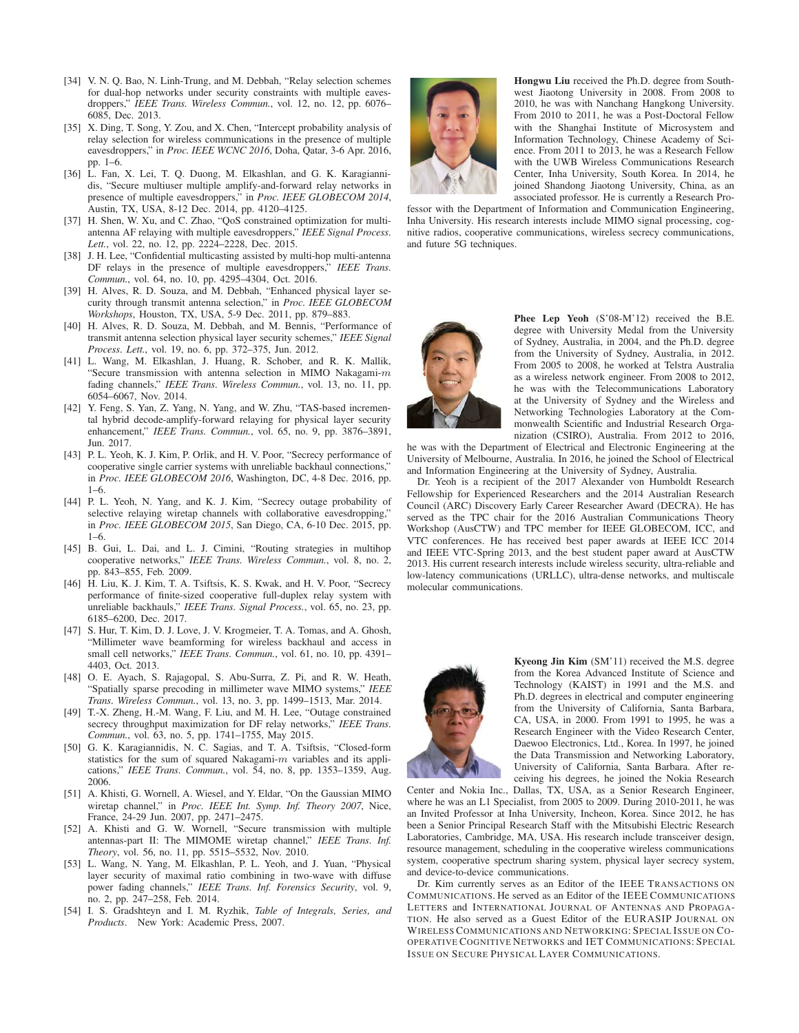[34] V. N. Q. Bao, N. Linh-Trung, and M. Debbah, "Relay selection schemes for dual-hop networks under security constraints with multiple eavesdroppers," *IEEE Trans. Wireless Commun.*, vol. 12, no. 12, pp. 6076–6085, Dec. 2013.

[35] X. Ding, T. Song, Y. Zou, and X. Chen, "Intercept probability analysis of relay selection for wireless communications in the presence of multiple eavesdroppers," in *Proc. IEEE WCNC 2016*, Doha, Qatar, 3-6 Apr. 2016, pp. 1–6.

[36] L. Fan, X. Lei, T. Q. Duong, M. Elkashlan, and G. K. Karagiannidis, "Secure multiuser multiple amplify-and-forward relay networks in presence of multiple eavesdroppers," in *Proc. IEEE GLOBECOM 2014*, Austin, TX, USA, 8-12 Dec. 2014, pp. 4120–4125.

[37] H. Shen, W. Xu, and C. Zhao, "QoS constrained optimization for multi-antenna AF relaying with multiple eavesdroppers," *IEEE Signal Process. Lett.*, vol. 22, no. 12, pp. 2224–2228, Dec. 2015.

[38] J. H. Lee, "Confidential multicasting assisted by multi-hop multi-antenna DF relays in the presence of multiple eavesdroppers," *IEEE Trans. Commun.*, vol. 64, no. 10, pp. 4295–4304, Oct. 2016.

[39] H. Alves, R. D. Souza, and M. Debbah, "Enhanced physical layer security through transmit antenna selection," in *Proc. IEEE GLOBECOM Workshops*, Houston, TX, USA, 5-9 Dec. 2011, pp. 879–883.

[40] H. Alves, R. D. Souza, M. Debbah, and M. Bennis, "Performance of transmit antenna selection physical layer security schemes," *IEEE Signal Process. Lett.*, vol. 19, no. 6, pp. 372–375, Jun. 2012.

[41] L. Wang, M. Elkashlan, J. Huang, R. Schober, and R. K. Mallik, "Secure transmission with antenna selection in MIMO Nakagami-$m$ fading channels," *IEEE Trans. Wireless Commun.*, vol. 13, no. 11, pp. 6054–6067, Nov. 2014.

[42] Y. Feng, S. Yan, Z. Yang, N. Yang, and W. Zhu, "TAS-based incremental hybrid decode-amplify-forward relaying for physical layer security enhancement," *IEEE Trans. Commun.*, vol. 65, no. 9, pp. 3876–3891, Jun. 2017.

[43] P. L. Yeoh, K. J. Kim, P. Orlik, and H. V. Poor, "Secrecy performance of cooperative single carrier systems with unreliable backhaul connections," in *Proc. IEEE GLOBECOM 2016*, Washington, DC, 4-8 Dec. 2016, pp. 1–6.

[44] P. L. Yeoh, N. Yang, and K. J. Kim, "Secrecy outage probability of selective relaying wiretap channels with collaborative eavesdropping," in *Proc. IEEE GLOBECOM 2015*, San Diego, CA, 6-10 Dec. 2015, pp. 1–6.

[45] B. Gui, L. Dai, and L. J. Cimini, "Routing strategies in multihop cooperative networks," *IEEE Trans. Wireless Commun.*, vol. 8, no. 2, pp. 843–855, Feb. 2009.

[46] H. Liu, K. J. Kim, T. A. Tsiftsis, K. S. Kwak, and H. V. Poor, "Secrecy performance of finite-sized cooperative full-duplex relay system with unreliable backhauls," *IEEE Trans. Signal Process.*, vol. 65, no. 23, pp. 6185–6200, Dec. 2017.

[47] S. Hur, T. Kim, D. J. Love, J. V. Krogmeier, T. A. Tomas, and A. Ghosh, "Millimeter wave beamforming for wireless backhaul and access in small cell networks," *IEEE Trans. Commun.*, vol. 61, no. 10, pp. 4391–4403, Oct. 2013.

[48] O. E. Ayach, S. Rajagopal, S. Abu-Surra, Z. Pi, and R. W. Heath, "Spatially sparse precoding in millimeter wave MIMO systems," *IEEE Trans. Wireless Commun.*, vol. 13, no. 3, pp. 1499–1513, Mar. 2014.

[49] T.-X. Zheng, H.-M. Wang, F. Liu, and M. H. Lee, "Outage constrained secrecy throughput maximization for DF relay networks," *IEEE Trans. Commun.*, vol. 63, no. 5, pp. 1741–1755, May 2015.

[50] G. K. Karagiannidis, N. C. Sagias, and T. A. Tsiftsis, "Closed-form statistics for the sum of squared Nakagami-$m$ variables and its applications," *IEEE Trans. Commun.*, vol. 54, no. 8, pp. 1353–1359, Aug. 2006.

[51] A. Khisti, G. Wornell, A. Wiesel, and Y. Eldar, "On the Gaussian MIMO wiretap channel," in *Proc. IEEE Int. Symp. Inf. Theory 2007*, Nice, France, 24-29 Jun. 2007, pp. 2471–2475.

[52] A. Khisti and G. W. Wornell, "Secure transmission with multiple antennas-part II: The MIMOME wiretap channel," *IEEE Trans. Inf. Theory*, vol. 56, no. 11, pp. 5515–5532, Nov. 2010.

[53] L. Wang, N. Yang, M. Elkashlan, P. L. Yeoh, and J. Yuan, "Physical layer security of maximal ratio combining in two-wave with diffuse power fading channels," *IEEE Trans. Inf. Forensics Security*, vol. 9, no. 2, pp. 247–258, Feb. 2014.

[54] I. S. Gradshteyn and I. M. Ryzhik, *Table of Integrals, Series, and Products*. New York: Academic Press, 2007.

**Hongwu Liu** received the Ph.D. degree from Southwest Jiaotong University in 2008. From 2008 to 2010, he was with Nanchang Hangkong University. From 2010 to 2011, he was a Post-Doctoral Fellow with the Shanghai Institute of Microsystem and Information Technology, Chinese Academy of Science. From 2011 to 2013, he was a Research Fellow with the UWB Wireless Communications Research Center, Inha University, South Korea. In 2014, he joined Shandong Jiaotong University, China, as an associated professor. He is currently a Research Professor with the Department of Information and Communication Engineering, Inha University. His research interests include MIMO signal processing, cognitive radios, cooperative communications, wireless secrecy communications, and future 5G techniques.

**Phee Lep Yeoh** (S'08-M'12) received the B.E. degree with University Medal from the University of Sydney, Australia, in 2004, and the Ph.D. degree from the University of Sydney, Australia, in 2012. From 2005 to 2008, he worked at Telstra Australia as a wireless network engineer. From 2008 to 2012, he was with the Telecommunications Laboratory at the University of Sydney and the Wireless and Networking Technologies Laboratory at the Commonwealth Scientific and Industrial Research Organization (CSIRO), Australia. From 2012 to 2016, he was with the Department of Electrical and Electronic Engineering at the University of Melbourne, Australia. In 2016, he joined the School of Electrical and Information Engineering at the University of Sydney, Australia.

Dr. Yeoh is a recipient of the 2017 Alexander von Humboldt Research Fellowship for Experienced Researchers and the 2014 Australian Research Council (ARC) Discovery Early Career Researcher Award (DECRA). He has served as the TPC chair for the 2016 Australian Communications Theory Workshop (AusCTW) and TPC member for IEEE GLOBECOM, ICC, and VTC conferences. He has received best paper awards at IEEE ICC 2014 and IEEE VTC-Spring 2013, and the best student paper award at AusCTW 2013. His current research interests include wireless security, ultra-reliable and low-latency communications (URLLC), ultra-dense networks, and multiscale molecular communications.

**Kyeong Jin Kim** (SM'11) received the M.S. degree from the Korea Advanced Institute of Science and Technology (KAIST) in 1991 and the M.S. and Ph.D. degrees in electrical and computer engineering from the University of California, Santa Barbara, CA, USA, in 2000. From 1991 to 1995, he was a Research Engineer with the Video Research Center, Daewoo Electronics, Ltd., Korea. In 1997, he joined the Data Transmission and Networking Laboratory, University of California, Santa Barbara. After receiving his degrees, he joined the Nokia Research Center and Nokia Inc., Dallas, TX, USA, as a Senior Research Engineer, where he was an L1 Specialist, from 2005 to 2009. During 2010-2011, he was an Invited Professor at Inha University, Incheon, Korea. Since 2012, he has been a Senior Principal Research Staff with the Mitsubishi Electric Research Laboratories, Cambridge, MA, USA. His research include transceiver design, resource management, scheduling in the cooperative wireless communications system, cooperative spectrum sharing system, physical layer secrecy system, and device-to-device communications.

Dr. Kim currently serves as an Editor of the IEEE TRANSACTIONS ON COMMUNICATIONS. He served as an Editor of the IEEE COMMUNICATIONS LETTERS and INTERNATIONAL JOURNAL OF ANTENNAS AND PROPAGATION. He also served as a Guest Editor of the EURASIP JOURNAL ON WIRELESS COMMUNICATIONS AND NETWORKING: SPECIAL ISSUE ON COOPERATIVE COGNITIVE NETWORKS and IET COMMUNICATIONS: SPECIAL ISSUE ON SECURE PHYSICAL LAYER COMMUNICATIONS.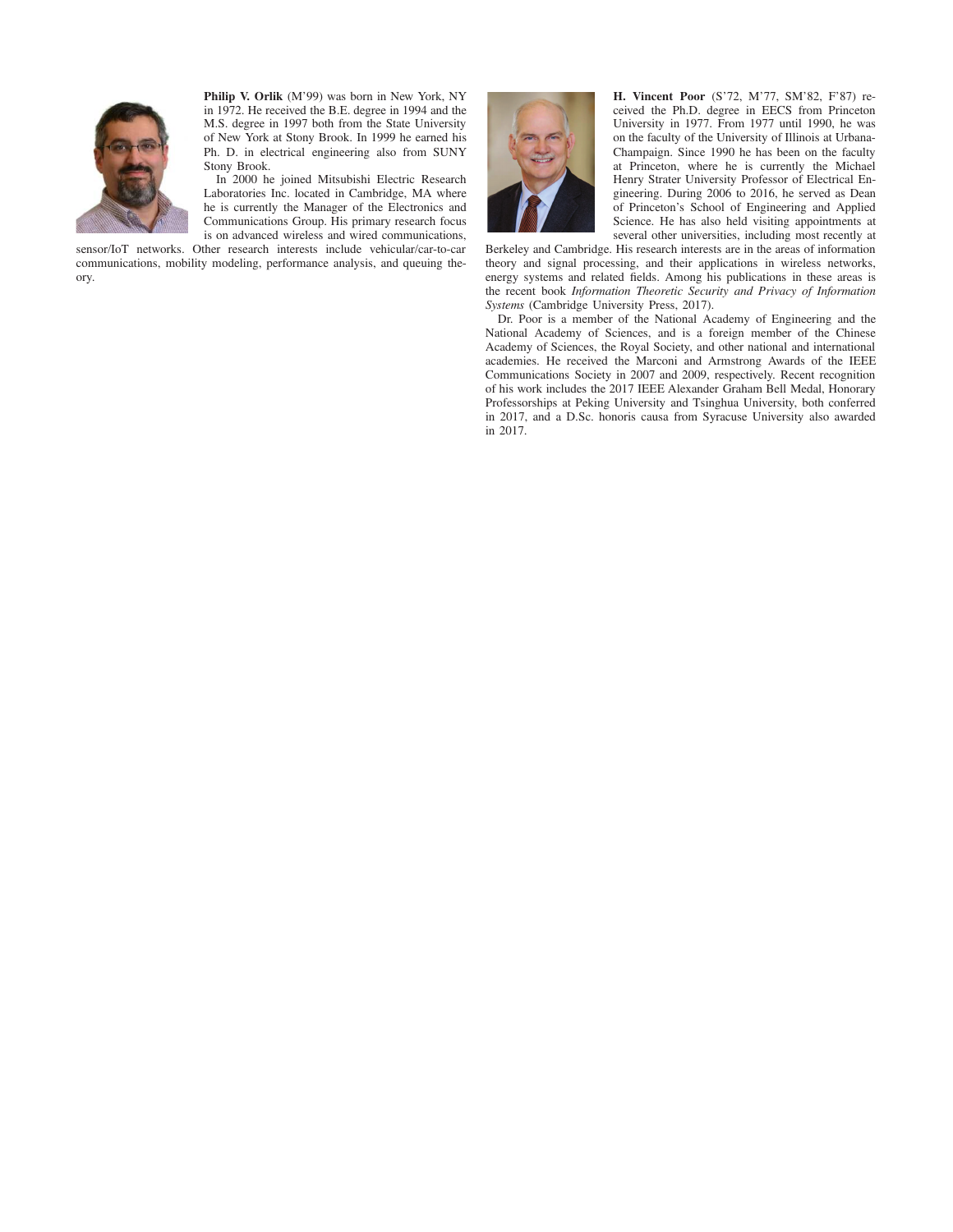**Philip V. Orlik** (M'99) was born in New York, NY in 1972. He received the B.E. degree in 1994 and the M.S. degree in 1997 both from the State University of New York at Stony Brook. In 1999 he earned his Ph. D. in electrical engineering also from SUNY Stony Brook.

In 2000 he joined Mitsubishi Electric Research Laboratories Inc. located in Cambridge, MA where he is currently the Manager of the Electronics and Communications Group. His primary research focus is on advanced wireless and wired communications, sensor/IoT networks. Other research interests include vehicular/car-to-car communications, mobility modeling, performance analysis, and queuing theory.

**H. Vincent Poor** (S'72, M'77, SM'82, F'87) received the Ph.D. degree in EECS from Princeton University in 1977. From 1977 until 1990, he was on the faculty of the University of Illinois at Urbana-Champaign. Since 1990 he has been on the faculty at Princeton, where he is currently the Michael Henry Strater University Professor of Electrical Engineering. During 2006 to 2016, he served as Dean of Princeton's School of Engineering and Applied Science. He has also held visiting appointments at several other universities, including most recently at Berkeley and Cambridge. His research interests are in the areas of information theory and signal processing, and their applications in wireless networks, energy systems and related fields. Among his publications in these areas is the recent book *Information Theoretic Security and Privacy of Information Systems* (Cambridge University Press, 2017).

Dr. Poor is a member of the National Academy of Engineering and the National Academy of Sciences, and is a foreign member of the Chinese Academy of Sciences, the Royal Society, and other national and international academies. He received the Marconi and Armstrong Awards of the IEEE Communications Society in 2007 and 2009, respectively. Recent recognition of his work includes the 2017 IEEE Alexander Graham Bell Medal, Honorary Professorships at Peking University and Tsinghua University, both conferred in 2017, and a D.Sc. honoris causa from Syracuse University also awarded in 2017.